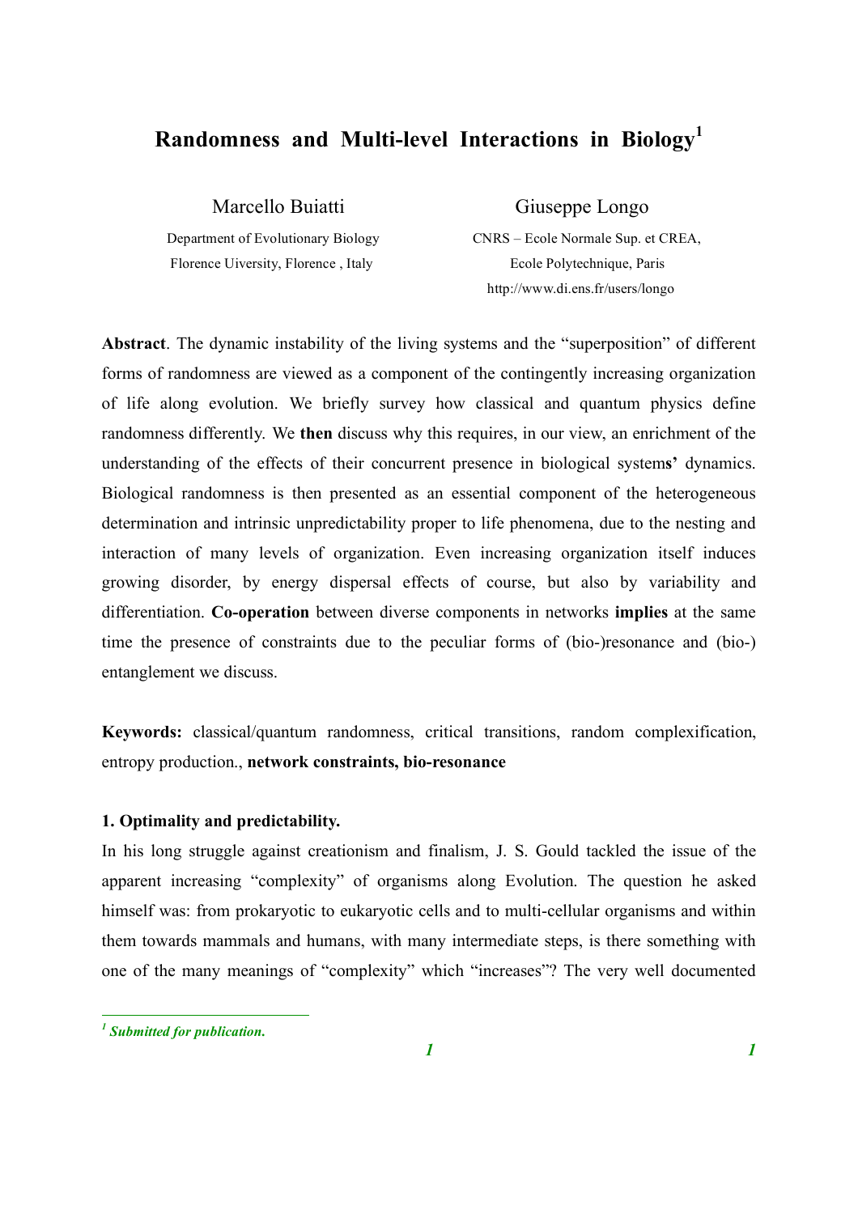# Randomness and Multi-level Interactions in Biology[1]

Marcello Buiatti
Department of Evolutionary Biology
Florence Uiversity, Florence , Italy

Giuseppe Longo
CNRS – Ecole Normale Sup. et CREA,
Ecole Polytechnique, Paris
http://www.di.ens.fr/users/longo

**Abstract**. The dynamic instability of the living systems and the "superposition" of different forms of randomness are viewed as a component of the contingently increasing organization of life along evolution. We briefly survey how classical and quantum physics define randomness differently. We **then** discuss why this requires, in our view, an enrichment of the understanding of the effects of their concurrent presence in biological system**s'** dynamics. Biological randomness is then presented as an essential component of the heterogeneous determination and intrinsic unpredictability proper to life phenomena, due to the nesting and interaction of many levels of organization. Even increasing organization itself induces growing disorder, by energy dispersal effects of course, but also by variability and differentiation. **Co-operation** between diverse components in networks **implies** at the same time the presence of constraints due to the peculiar forms of (bio-)resonance and (bio-) entanglement we discuss.

**Keywords:** classical/quantum randomness, critical transitions, random complexification, entropy production., **network constraints, bio-resonance**

## 1. Optimality and predictability.

In his long struggle against creationism and finalism, J. S. Gould tackled the issue of the apparent increasing "complexity" of organisms along Evolution. The question he asked himself was: from prokaryotic to eukaryotic cells and to multi-cellular organisms and within them towards mammals and humans, with many intermediate steps, is there something with one of the many meanings of "complexity" which "increases"? The very well documented

---

[1] *Submitted for publication.*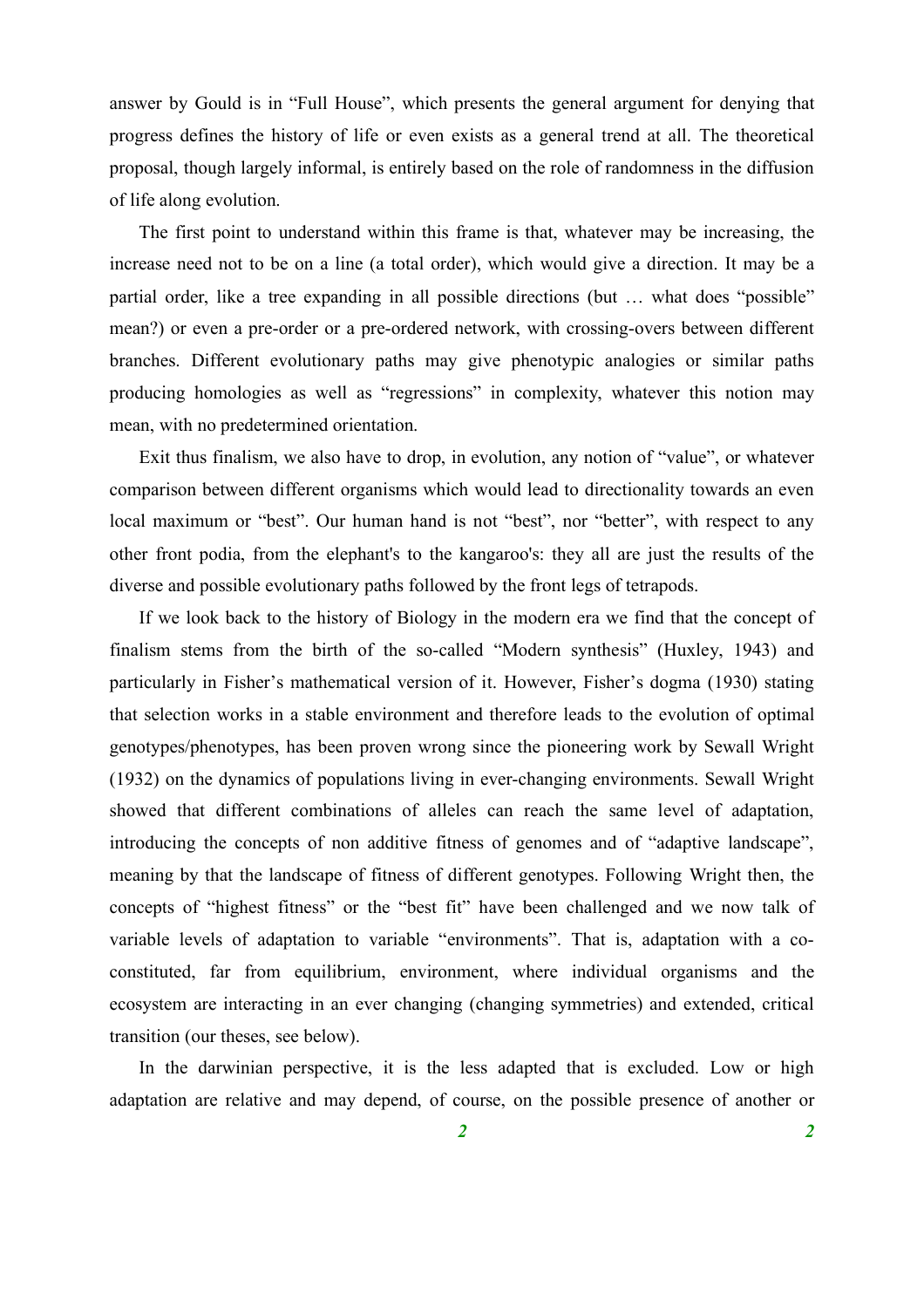answer by Gould is in "Full House", which presents the general argument for denying that progress defines the history of life or even exists as a general trend at all. The theoretical proposal, though largely informal, is entirely based on the role of randomness in the diffusion of life along evolution.

The first point to understand within this frame is that, whatever may be increasing, the increase need not to be on a line (a total order), which would give a direction. It may be a partial order, like a tree expanding in all possible directions (but … what does "possible" mean?) or even a pre-order or a pre-ordered network, with crossing-overs between different branches. Different evolutionary paths may give phenotypic analogies or similar paths producing homologies as well as "regressions" in complexity, whatever this notion may mean, with no predetermined orientation.

Exit thus finalism, we also have to drop, in evolution, any notion of "value", or whatever comparison between different organisms which would lead to directionality towards an even local maximum or "best". Our human hand is not "best", nor "better", with respect to any other front podia, from the elephant's to the kangaroo's: they all are just the results of the diverse and possible evolutionary paths followed by the front legs of tetrapods.

If we look back to the history of Biology in the modern era we find that the concept of finalism stems from the birth of the so-called "Modern synthesis" (Huxley, 1943) and particularly in Fisher's mathematical version of it. However, Fisher's dogma (1930) stating that selection works in a stable environment and therefore leads to the evolution of optimal genotypes/phenotypes, has been proven wrong since the pioneering work by Sewall Wright (1932) on the dynamics of populations living in ever-changing environments. Sewall Wright showed that different combinations of alleles can reach the same level of adaptation, introducing the concepts of non additive fitness of genomes and of "adaptive landscape", meaning by that the landscape of fitness of different genotypes. Following Wright then, the concepts of "highest fitness" or the "best fit" have been challenged and we now talk of variable levels of adaptation to variable "environments". That is, adaptation with a co-constituted, far from equilibrium, environment, where individual organisms and the ecosystem are interacting in an ever changing (changing symmetries) and extended, critical transition (our theses, see below).

In the darwinian perspective, it is the less adapted that is excluded. Low or high adaptation are relative and may depend, of course, on the possible presence of another or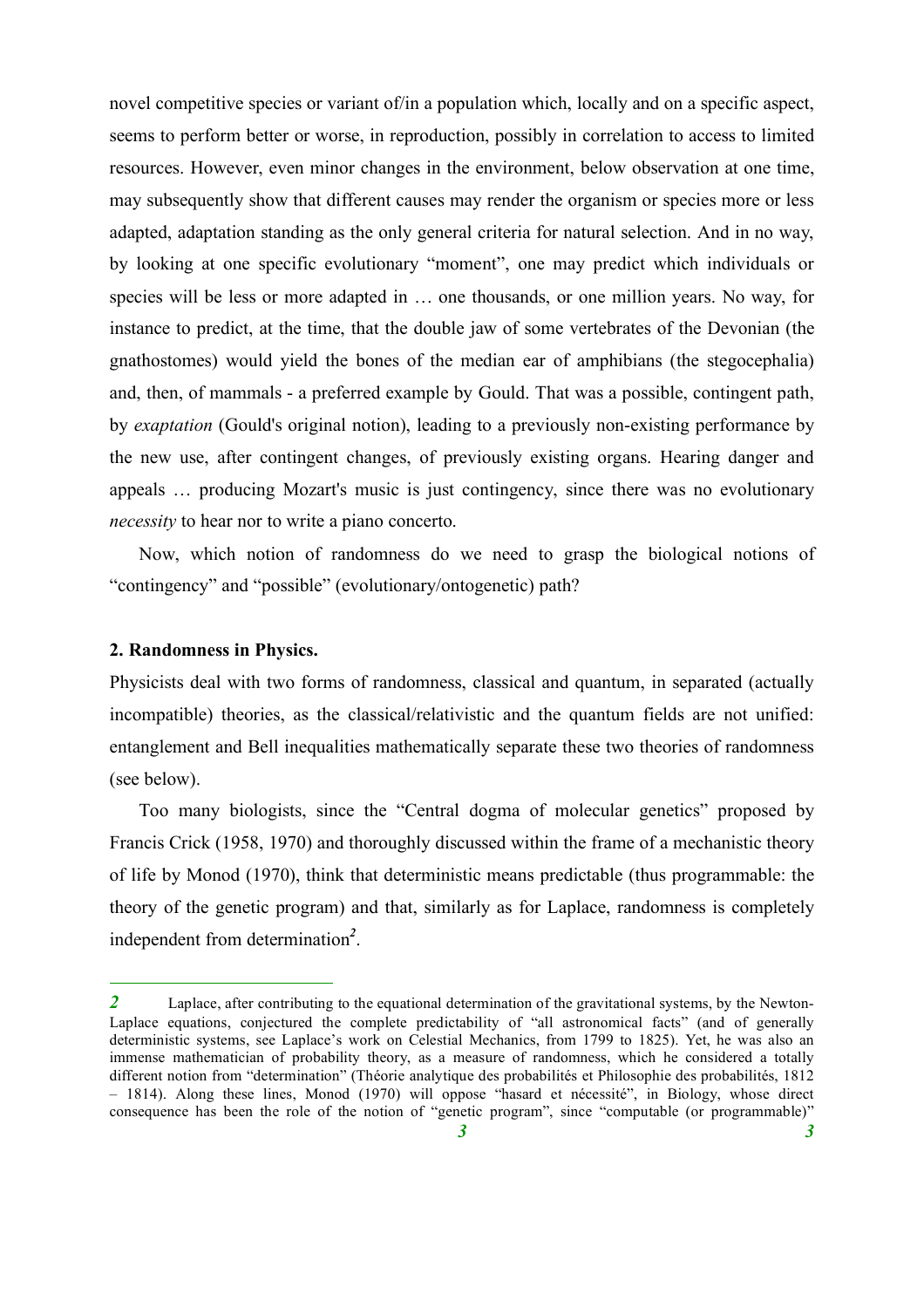novel competitive species or variant of/in a population which, locally and on a specific aspect, seems to perform better or worse, in reproduction, possibly in correlation to access to limited resources. However, even minor changes in the environment, below observation at one time, may subsequently show that different causes may render the organism or species more or less adapted, adaptation standing as the only general criteria for natural selection. And in no way, by looking at one specific evolutionary "moment", one may predict which individuals or species will be less or more adapted in … one thousands, or one million years. No way, for instance to predict, at the time, that the double jaw of some vertebrates of the Devonian (the gnathostomes) would yield the bones of the median ear of amphibians (the stegocephalia) and, then, of mammals - a preferred example by Gould. That was a possible, contingent path, by *exaptation* (Gould's original notion), leading to a previously non-existing performance by the new use, after contingent changes, of previously existing organs. Hearing danger and appeals … producing Mozart's music is just contingency, since there was no evolutionary *necessity* to hear nor to write a piano concerto.

Now, which notion of randomness do we need to grasp the biological notions of "contingency" and "possible" (evolutionary/ontogenetic) path?

## 2. Randomness in Physics.

Physicists deal with two forms of randomness, classical and quantum, in separated (actually incompatible) theories, as the classical/relativistic and the quantum fields are not unified: entanglement and Bell inequalities mathematically separate these two theories of randomness (see below).

Too many biologists, since the "Central dogma of molecular genetics" proposed by Francis Crick (1958, 1970) and thoroughly discussed within the frame of a mechanistic theory of life by Monod (1970), think that deterministic means predictable (thus programmable: the theory of the genetic program) and that, similarly as for Laplace, randomness is completely independent from determination[2].

---

[2] Laplace, after contributing to the equational determination of the gravitational systems, by the Newton-Laplace equations, conjectured the complete predictability of "all astronomical facts" (and of generally deterministic systems, see Laplace's work on Celestial Mechanics, from 1799 to 1825). Yet, he was also an immense mathematician of probability theory, as a measure of randomness, which he considered a totally different notion from "determination" (Théorie analytique des probabilités et Philosophie des probabilités, 1812 – 1814). Along these lines, Monod (1970) will oppose "hasard et nécessité", in Biology, whose direct consequence has been the role of the notion of "genetic program", since "computable (or programmable)"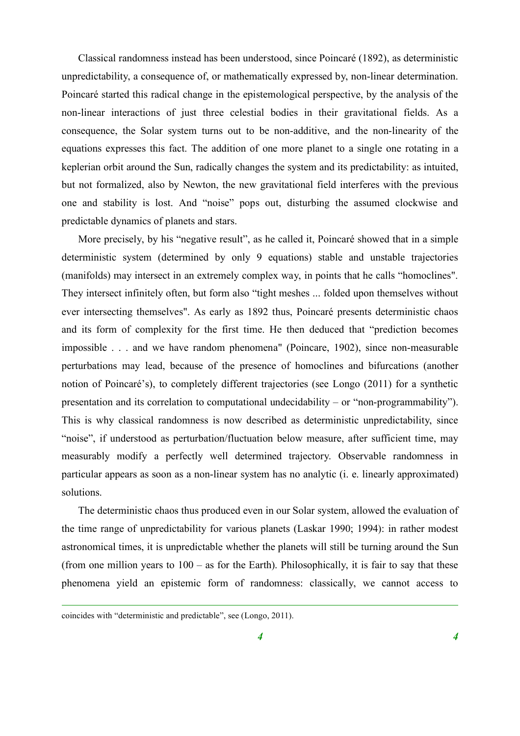Classical randomness instead has been understood, since Poincaré (1892), as deterministic unpredictability, a consequence of, or mathematically expressed by, non-linear determination. Poincaré started this radical change in the epistemological perspective, by the analysis of the non-linear interactions of just three celestial bodies in their gravitational fields. As a consequence, the Solar system turns out to be non-additive, and the non-linearity of the equations expresses this fact. The addition of one more planet to a single one rotating in a keplerian orbit around the Sun, radically changes the system and its predictability: as intuited, but not formalized, also by Newton, the new gravitational field interferes with the previous one and stability is lost. And "noise" pops out, disturbing the assumed clockwise and predictable dynamics of planets and stars.

More precisely, by his "negative result", as he called it, Poincaré showed that in a simple deterministic system (determined by only 9 equations) stable and unstable trajectories (manifolds) may intersect in an extremely complex way, in points that he calls "homoclines". They intersect infinitely often, but form also "tight meshes ... folded upon themselves without ever intersecting themselves". As early as 1892 thus, Poincaré presents deterministic chaos and its form of complexity for the first time. He then deduced that "prediction becomes impossible . . . and we have random phenomena" (Poincare, 1902), since non-measurable perturbations may lead, because of the presence of homoclines and bifurcations (another notion of Poincaré's), to completely different trajectories (see Longo (2011) for a synthetic presentation and its correlation to computational undecidability – or "non-programmability"). This is why classical randomness is now described as deterministic unpredictability, since "noise", if understood as perturbation/fluctuation below measure, after sufficient time, may measurably modify a perfectly well determined trajectory. Observable randomness in particular appears as soon as a non-linear system has no analytic (i. e. linearly approximated) solutions.

The deterministic chaos thus produced even in our Solar system, allowed the evaluation of the time range of unpredictability for various planets (Laskar 1990; 1994): in rather modest astronomical times, it is unpredictable whether the planets will still be turning around the Sun (from one million years to 100 – as for the Earth). Philosophically, it is fair to say that these phenomena yield an epistemic form of randomness: classically, we cannot access to

---

coincides with "deterministic and predictable", see (Longo, 2011).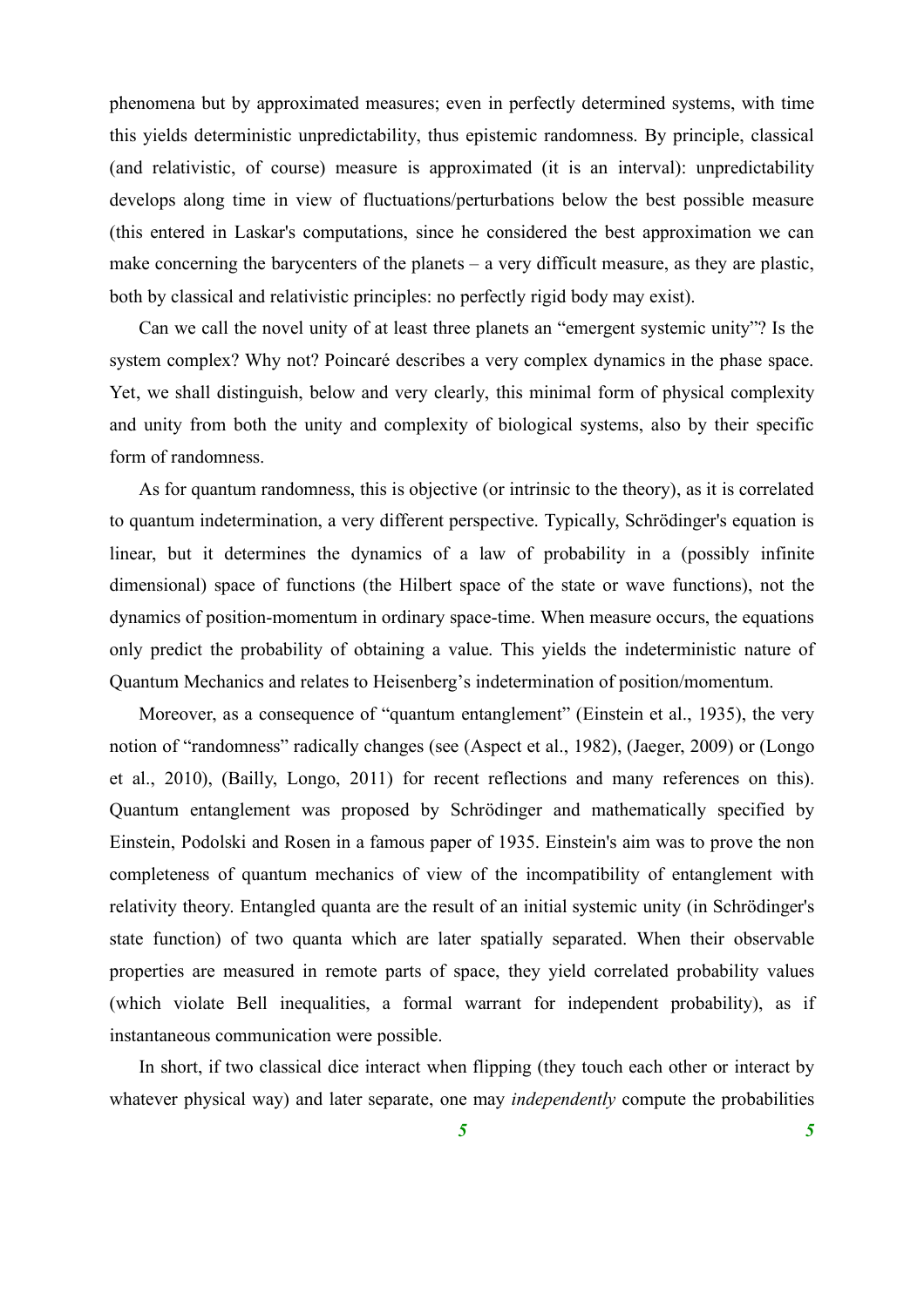phenomena but by approximated measures; even in perfectly determined systems, with time this yields deterministic unpredictability, thus epistemic randomness. By principle, classical (and relativistic, of course) measure is approximated (it is an interval): unpredictability develops along time in view of fluctuations/perturbations below the best possible measure (this entered in Laskar's computations, since he considered the best approximation we can make concerning the barycenters of the planets – a very difficult measure, as they are plastic, both by classical and relativistic principles: no perfectly rigid body may exist).

Can we call the novel unity of at least three planets an "emergent systemic unity"? Is the system complex? Why not? Poincaré describes a very complex dynamics in the phase space. Yet, we shall distinguish, below and very clearly, this minimal form of physical complexity and unity from both the unity and complexity of biological systems, also by their specific form of randomness.

As for quantum randomness, this is objective (or intrinsic to the theory), as it is correlated to quantum indetermination, a very different perspective. Typically, Schrödinger's equation is linear, but it determines the dynamics of a law of probability in a (possibly infinite dimensional) space of functions (the Hilbert space of the state or wave functions), not the dynamics of position-momentum in ordinary space-time. When measure occurs, the equations only predict the probability of obtaining a value. This yields the indeterministic nature of Quantum Mechanics and relates to Heisenberg's indetermination of position/momentum.

Moreover, as a consequence of "quantum entanglement" (Einstein et al., 1935), the very notion of "randomness" radically changes (see (Aspect et al., 1982), (Jaeger, 2009) or (Longo et al., 2010), (Bailly, Longo, 2011) for recent reflections and many references on this). Quantum entanglement was proposed by Schrödinger and mathematically specified by Einstein, Podolski and Rosen in a famous paper of 1935. Einstein's aim was to prove the non completeness of quantum mechanics of view of the incompatibility of entanglement with relativity theory. Entangled quanta are the result of an initial systemic unity (in Schrödinger's state function) of two quanta which are later spatially separated. When their observable properties are measured in remote parts of space, they yield correlated probability values (which violate Bell inequalities, a formal warrant for independent probability), as if instantaneous communication were possible.

In short, if two classical dice interact when flipping (they touch each other or interact by whatever physical way) and later separate, one may *independently* compute the probabilities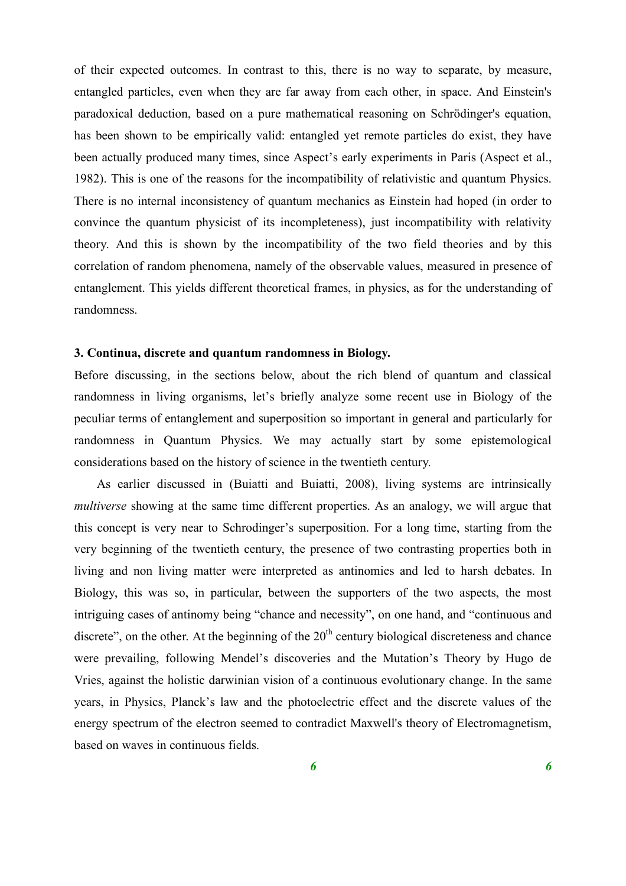of their expected outcomes. In contrast to this, there is no way to separate, by measure, entangled particles, even when they are far away from each other, in space. And Einstein's paradoxical deduction, based on a pure mathematical reasoning on Schrödinger's equation, has been shown to be empirically valid: entangled yet remote particles do exist, they have been actually produced many times, since Aspect's early experiments in Paris (Aspect et al., 1982). This is one of the reasons for the incompatibility of relativistic and quantum Physics. There is no internal inconsistency of quantum mechanics as Einstein had hoped (in order to convince the quantum physicist of its incompleteness), just incompatibility with relativity theory. And this is shown by the incompatibility of the two field theories and by this correlation of random phenomena, namely of the observable values, measured in presence of entanglement. This yields different theoretical frames, in physics, as for the understanding of randomness.

### 3. Continua, discrete and quantum randomness in Biology.

Before discussing, in the sections below, about the rich blend of quantum and classical randomness in living organisms, let's briefly analyze some recent use in Biology of the peculiar terms of entanglement and superposition so important in general and particularly for randomness in Quantum Physics. We may actually start by some epistemological considerations based on the history of science in the twentieth century.

As earlier discussed in (Buiatti and Buiatti, 2008), living systems are intrinsically *multiverse* showing at the same time different properties. As an analogy, we will argue that this concept is very near to Schrodinger's superposition. For a long time, starting from the very beginning of the twentieth century, the presence of two contrasting properties both in living and non living matter were interpreted as antinomies and led to harsh debates. In Biology, this was so, in particular, between the supporters of the two aspects, the most intriguing cases of antinomy being "chance and necessity", on one hand, and "continuous and discrete", on the other. At the beginning of the 20th century biological discreteness and chance were prevailing, following Mendel's discoveries and the Mutation's Theory by Hugo de Vries, against the holistic darwinian vision of a continuous evolutionary change. In the same years, in Physics, Planck's law and the photoelectric effect and the discrete values of the energy spectrum of the electron seemed to contradict Maxwell's theory of Electromagnetism, based on waves in continuous fields.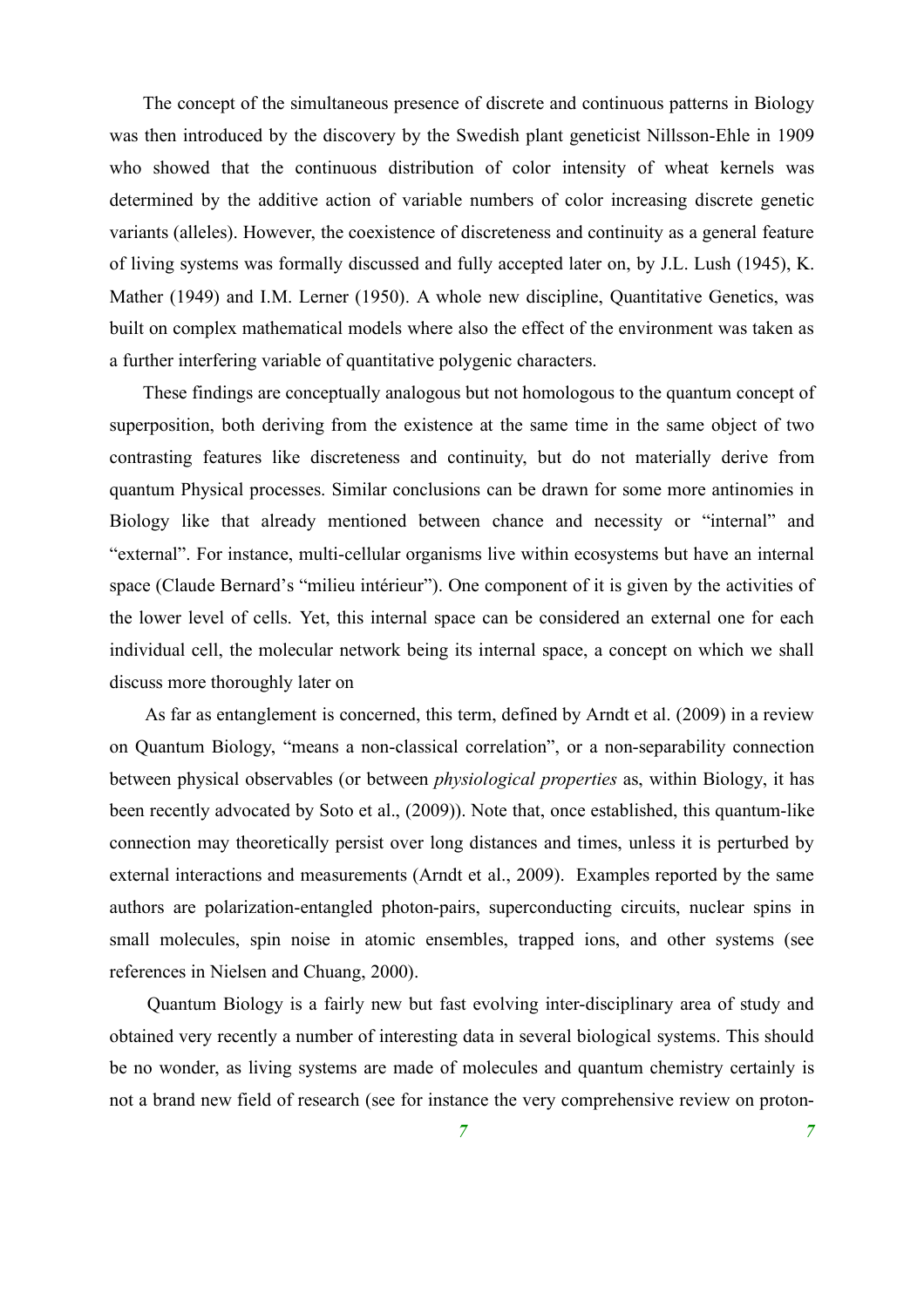The concept of the simultaneous presence of discrete and continuous patterns in Biology was then introduced by the discovery by the Swedish plant geneticist Nillsson-Ehle in 1909 who showed that the continuous distribution of color intensity of wheat kernels was determined by the additive action of variable numbers of color increasing discrete genetic variants (alleles). However, the coexistence of discreteness and continuity as a general feature of living systems was formally discussed and fully accepted later on, by J.L. Lush (1945), K. Mather (1949) and I.M. Lerner (1950). A whole new discipline, Quantitative Genetics, was built on complex mathematical models where also the effect of the environment was taken as a further interfering variable of quantitative polygenic characters.

These findings are conceptually analogous but not homologous to the quantum concept of superposition, both deriving from the existence at the same time in the same object of two contrasting features like discreteness and continuity, but do not materially derive from quantum Physical processes. Similar conclusions can be drawn for some more antinomies in Biology like that already mentioned between chance and necessity or "internal" and "external". For instance, multi-cellular organisms live within ecosystems but have an internal space (Claude Bernard's "milieu intérieur"). One component of it is given by the activities of the lower level of cells. Yet, this internal space can be considered an external one for each individual cell, the molecular network being its internal space, a concept on which we shall discuss more thoroughly later on

As far as entanglement is concerned, this term, defined by Arndt et al. (2009) in a review on Quantum Biology, "means a non-classical correlation", or a non-separability connection between physical observables (or between *physiological properties* as, within Biology, it has been recently advocated by Soto et al., (2009)). Note that, once established, this quantum-like connection may theoretically persist over long distances and times, unless it is perturbed by external interactions and measurements (Arndt et al., 2009). Examples reported by the same authors are polarization-entangled photon-pairs, superconducting circuits, nuclear spins in small molecules, spin noise in atomic ensembles, trapped ions, and other systems (see references in Nielsen and Chuang, 2000).

Quantum Biology is a fairly new but fast evolving inter-disciplinary area of study and obtained very recently a number of interesting data in several biological systems. This should be no wonder, as living systems are made of molecules and quantum chemistry certainly is not a brand new field of research (see for instance the very comprehensive review on proton-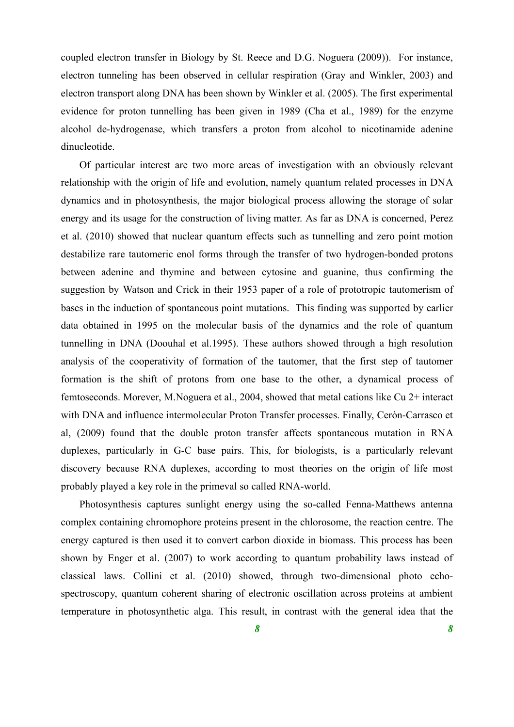coupled electron transfer in Biology by St. Reece and D.G. Noguera (2009)). For instance, electron tunneling has been observed in cellular respiration (Gray and Winkler, 2003) and electron transport along DNA has been shown by Winkler et al. (2005). The first experimental evidence for proton tunnelling has been given in 1989 (Cha et al., 1989) for the enzyme alcohol de-hydrogenase, which transfers a proton from alcohol to nicotinamide adenine dinucleotide.

Of particular interest are two more areas of investigation with an obviously relevant relationship with the origin of life and evolution, namely quantum related processes in DNA dynamics and in photosynthesis, the major biological process allowing the storage of solar energy and its usage for the construction of living matter. As far as DNA is concerned, Perez et al. (2010) showed that nuclear quantum effects such as tunnelling and zero point motion destabilize rare tautomeric enol forms through the transfer of two hydrogen-bonded protons between adenine and thymine and between cytosine and guanine, thus confirming the suggestion by Watson and Crick in their 1953 paper of a role of prototropic tautomerism of bases in the induction of spontaneous point mutations. This finding was supported by earlier data obtained in 1995 on the molecular basis of the dynamics and the role of quantum tunnelling in DNA (Doouhal et al.1995). These authors showed through a high resolution analysis of the cooperativity of formation of the tautomer, that the first step of tautomer formation is the shift of protons from one base to the other, a dynamical process of femtoseconds. Morever, M.Noguera et al., 2004, showed that metal cations like Cu 2+ interact with DNA and influence intermolecular Proton Transfer processes. Finally, Ceròn-Carrasco et al, (2009) found that the double proton transfer affects spontaneous mutation in RNA duplexes, particularly in G-C base pairs. This, for biologists, is a particularly relevant discovery because RNA duplexes, according to most theories on the origin of life most probably played a key role in the primeval so called RNA-world.

Photosynthesis captures sunlight energy using the so-called Fenna-Matthews antenna complex containing chromophore proteins present in the chlorosome, the reaction centre. The energy captured is then used it to convert carbon dioxide in biomass. This process has been shown by Enger et al. (2007) to work according to quantum probability laws instead of classical laws. Collini et al. (2010) showed, through two-dimensional photo echo-spectroscopy, quantum coherent sharing of electronic oscillation across proteins at ambient temperature in photosynthetic alga. This result, in contrast with the general idea that the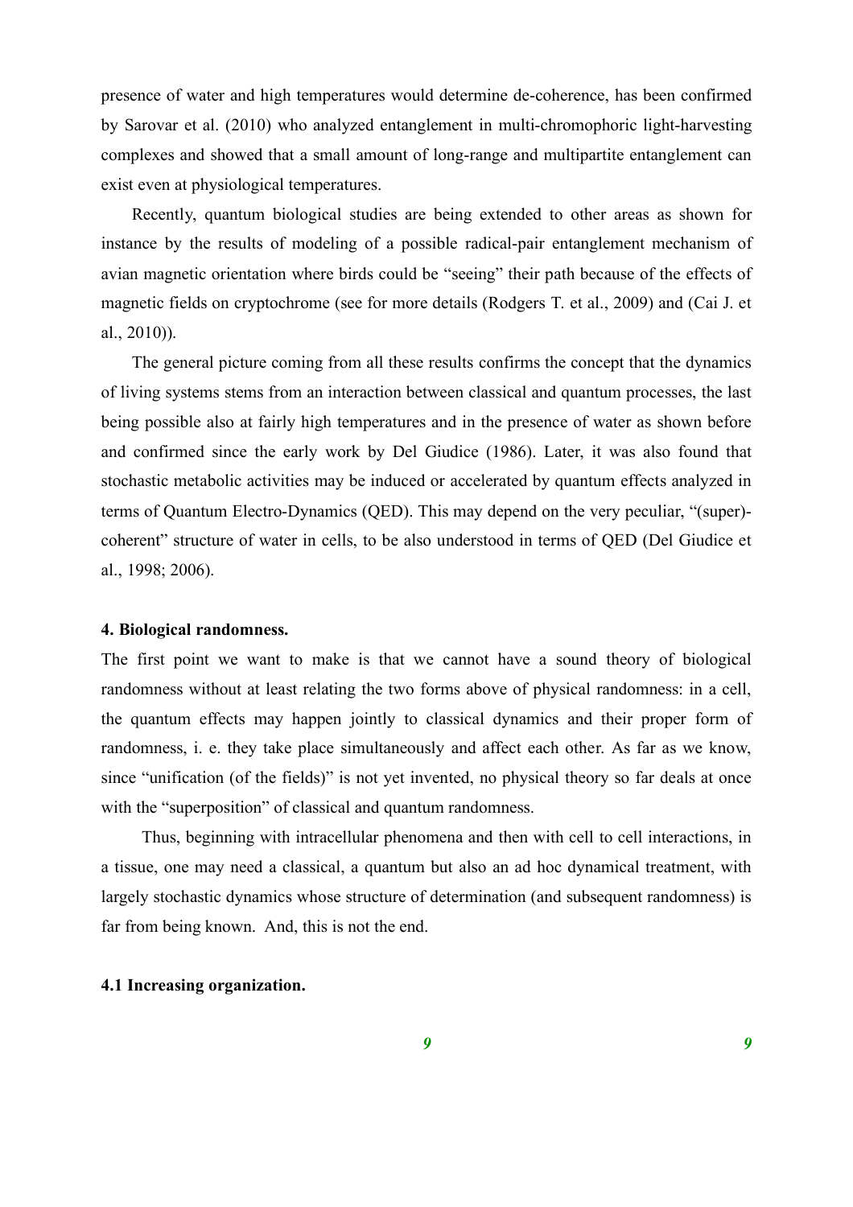presence of water and high temperatures would determine de-coherence, has been confirmed by Sarovar et al. (2010) who analyzed entanglement in multi-chromophoric light-harvesting complexes and showed that a small amount of long-range and multipartite entanglement can exist even at physiological temperatures.

Recently, quantum biological studies are being extended to other areas as shown for instance by the results of modeling of a possible radical-pair entanglement mechanism of avian magnetic orientation where birds could be "seeing" their path because of the effects of magnetic fields on cryptochrome (see for more details (Rodgers T. et al., 2009) and (Cai J. et al., 2010)).

The general picture coming from all these results confirms the concept that the dynamics of living systems stems from an interaction between classical and quantum processes, the last being possible also at fairly high temperatures and in the presence of water as shown before and confirmed since the early work by Del Giudice (1986). Later, it was also found that stochastic metabolic activities may be induced or accelerated by quantum effects analyzed in terms of Quantum Electro-Dynamics (QED). This may depend on the very peculiar, "(super)-coherent" structure of water in cells, to be also understood in terms of QED (Del Giudice et al., 1998; 2006).

## 4. Biological randomness.

The first point we want to make is that we cannot have a sound theory of biological randomness without at least relating the two forms above of physical randomness: in a cell, the quantum effects may happen jointly to classical dynamics and their proper form of randomness, i. e. they take place simultaneously and affect each other. As far as we know, since "unification (of the fields)" is not yet invented, no physical theory so far deals at once with the "superposition" of classical and quantum randomness.

Thus, beginning with intracellular phenomena and then with cell to cell interactions, in a tissue, one may need a classical, a quantum but also an ad hoc dynamical treatment, with largely stochastic dynamics whose structure of determination (and subsequent randomness) is far from being known. And, this is not the end.

### 4.1 Increasing organization.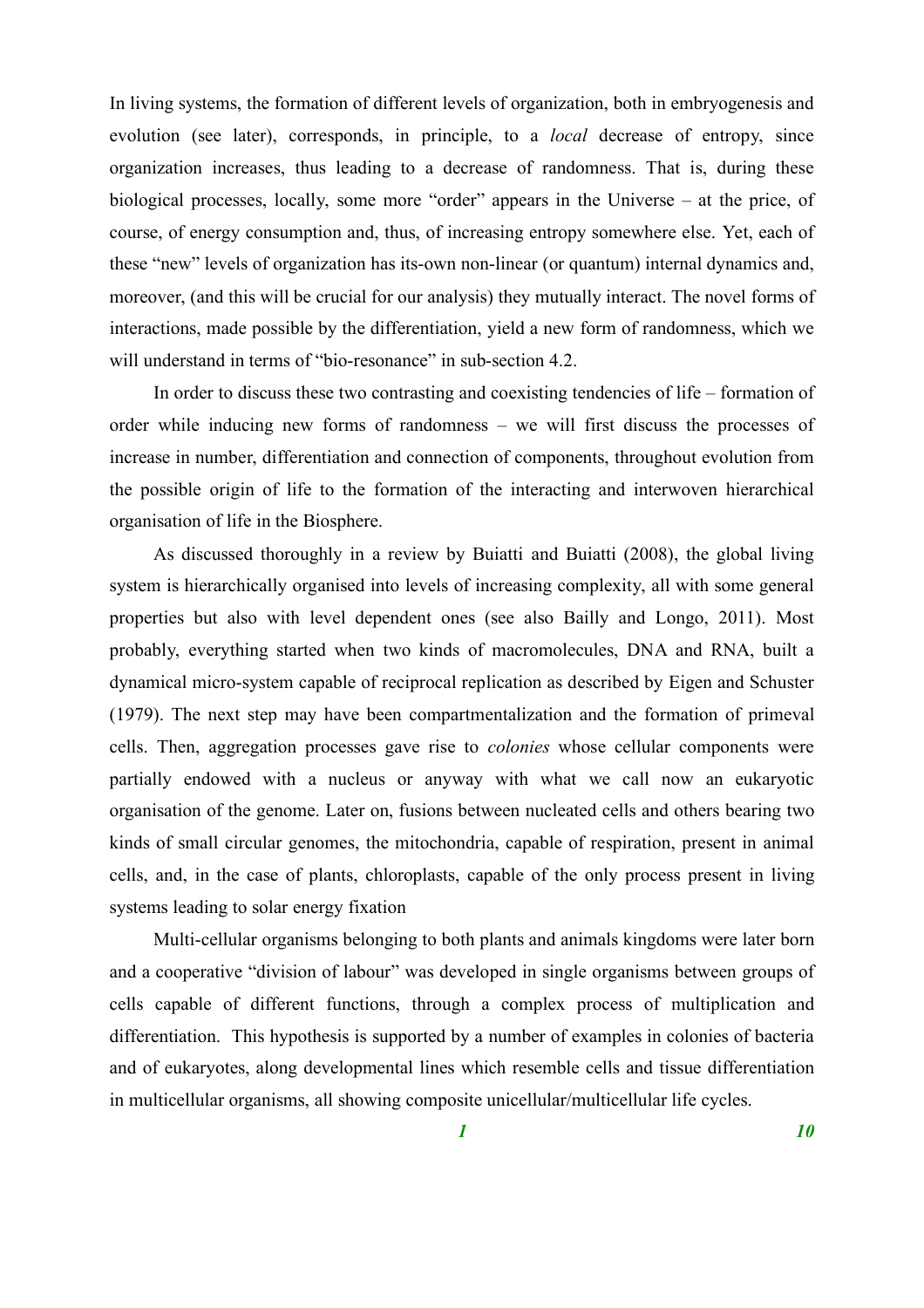In living systems, the formation of different levels of organization, both in embryogenesis and evolution (see later), corresponds, in principle, to a *local* decrease of entropy, since organization increases, thus leading to a decrease of randomness. That is, during these biological processes, locally, some more "order" appears in the Universe – at the price, of course, of energy consumption and, thus, of increasing entropy somewhere else. Yet, each of these "new" levels of organization has its-own non-linear (or quantum) internal dynamics and, moreover, (and this will be crucial for our analysis) they mutually interact. The novel forms of interactions, made possible by the differentiation, yield a new form of randomness, which we will understand in terms of "bio-resonance" in sub-section 4.2.

In order to discuss these two contrasting and coexisting tendencies of life – formation of order while inducing new forms of randomness – we will first discuss the processes of increase in number, differentiation and connection of components, throughout evolution from the possible origin of life to the formation of the interacting and interwoven hierarchical organisation of life in the Biosphere.

As discussed thoroughly in a review by Buiatti and Buiatti (2008), the global living system is hierarchically organised into levels of increasing complexity, all with some general properties but also with level dependent ones (see also Bailly and Longo, 2011). Most probably, everything started when two kinds of macromolecules, DNA and RNA, built a dynamical micro-system capable of reciprocal replication as described by Eigen and Schuster (1979). The next step may have been compartmentalization and the formation of primeval cells. Then, aggregation processes gave rise to *colonies* whose cellular components were partially endowed with a nucleus or anyway with what we call now an eukaryotic organisation of the genome. Later on, fusions between nucleated cells and others bearing two kinds of small circular genomes, the mitochondria, capable of respiration, present in animal cells, and, in the case of plants, chloroplasts, capable of the only process present in living systems leading to solar energy fixation

Multi-cellular organisms belonging to both plants and animals kingdoms were later born and a cooperative "division of labour" was developed in single organisms between groups of cells capable of different functions, through a complex process of multiplication and differentiation. This hypothesis is supported by a number of examples in colonies of bacteria and of eukaryotes, along developmental lines which resemble cells and tissue differentiation in multicellular organisms, all showing composite unicellular/multicellular life cycles.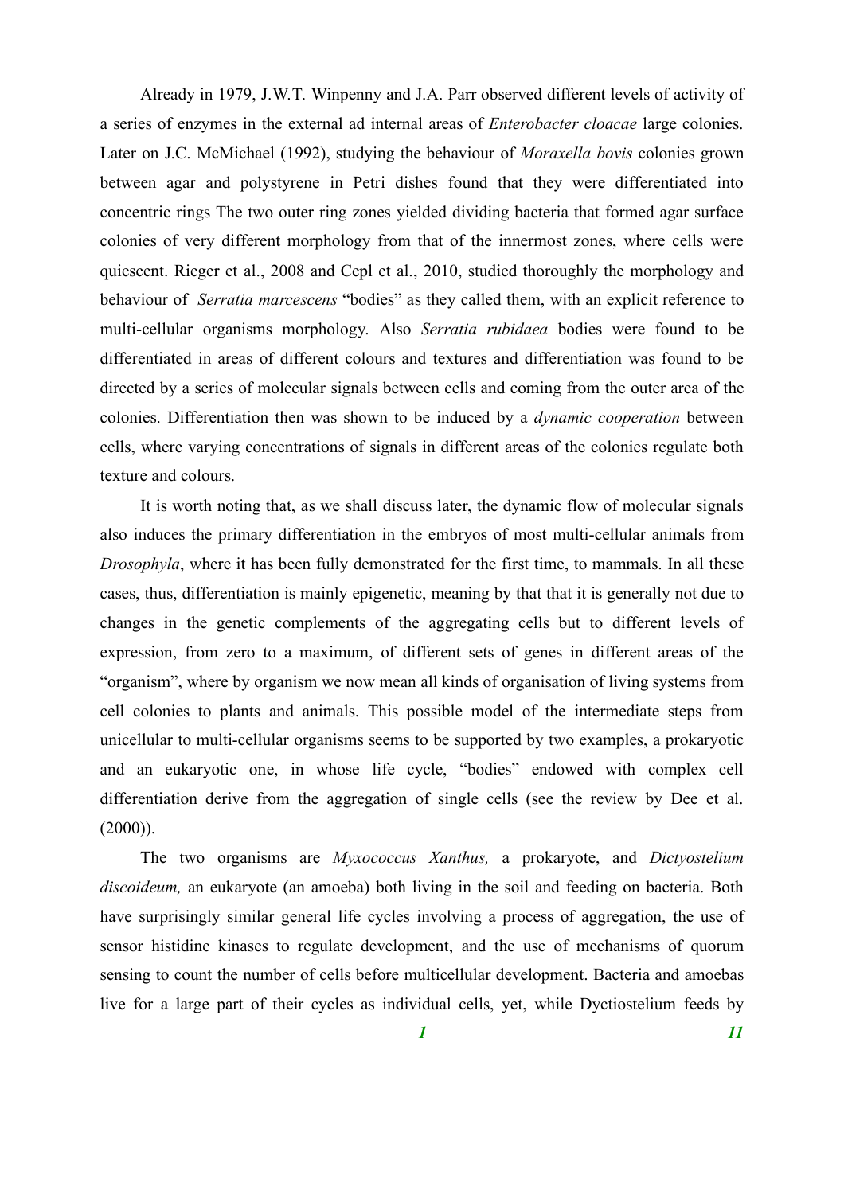Already in 1979, J.W.T. Winpenny and J.A. Parr observed different levels of activity of a series of enzymes in the external ad internal areas of *Enterobacter cloacae* large colonies. Later on J.C. McMichael (1992), studying the behaviour of *Moraxella bovis* colonies grown between agar and polystyrene in Petri dishes found that they were differentiated into concentric rings The two outer ring zones yielded dividing bacteria that formed agar surface colonies of very different morphology from that of the innermost zones, where cells were quiescent. Rieger et al., 2008 and Cepl et al., 2010, studied thoroughly the morphology and behaviour of *Serratia marcescens* "bodies" as they called them, with an explicit reference to multi-cellular organisms morphology. Also *Serratia rubidaea* bodies were found to be differentiated in areas of different colours and textures and differentiation was found to be directed by a series of molecular signals between cells and coming from the outer area of the colonies. Differentiation then was shown to be induced by a *dynamic cooperation* between cells, where varying concentrations of signals in different areas of the colonies regulate both texture and colours.

It is worth noting that, as we shall discuss later, the dynamic flow of molecular signals also induces the primary differentiation in the embryos of most multi-cellular animals from *Drosophyla*, where it has been fully demonstrated for the first time, to mammals. In all these cases, thus, differentiation is mainly epigenetic, meaning by that that it is generally not due to changes in the genetic complements of the aggregating cells but to different levels of expression, from zero to a maximum, of different sets of genes in different areas of the "organism", where by organism we now mean all kinds of organisation of living systems from cell colonies to plants and animals. This possible model of the intermediate steps from unicellular to multi-cellular organisms seems to be supported by two examples, a prokaryotic and an eukaryotic one, in whose life cycle, "bodies" endowed with complex cell differentiation derive from the aggregation of single cells (see the review by Dee et al. (2000)).

The two organisms are *Myxococcus Xanthus,* a prokaryote, and *Dictyostelium discoideum,* an eukaryote (an amoeba) both living in the soil and feeding on bacteria. Both have surprisingly similar general life cycles involving a process of aggregation, the use of sensor histidine kinases to regulate development, and the use of mechanisms of quorum sensing to count the number of cells before multicellular development. Bacteria and amoebas live for a large part of their cycles as individual cells, yet, while Dyctiostelium feeds by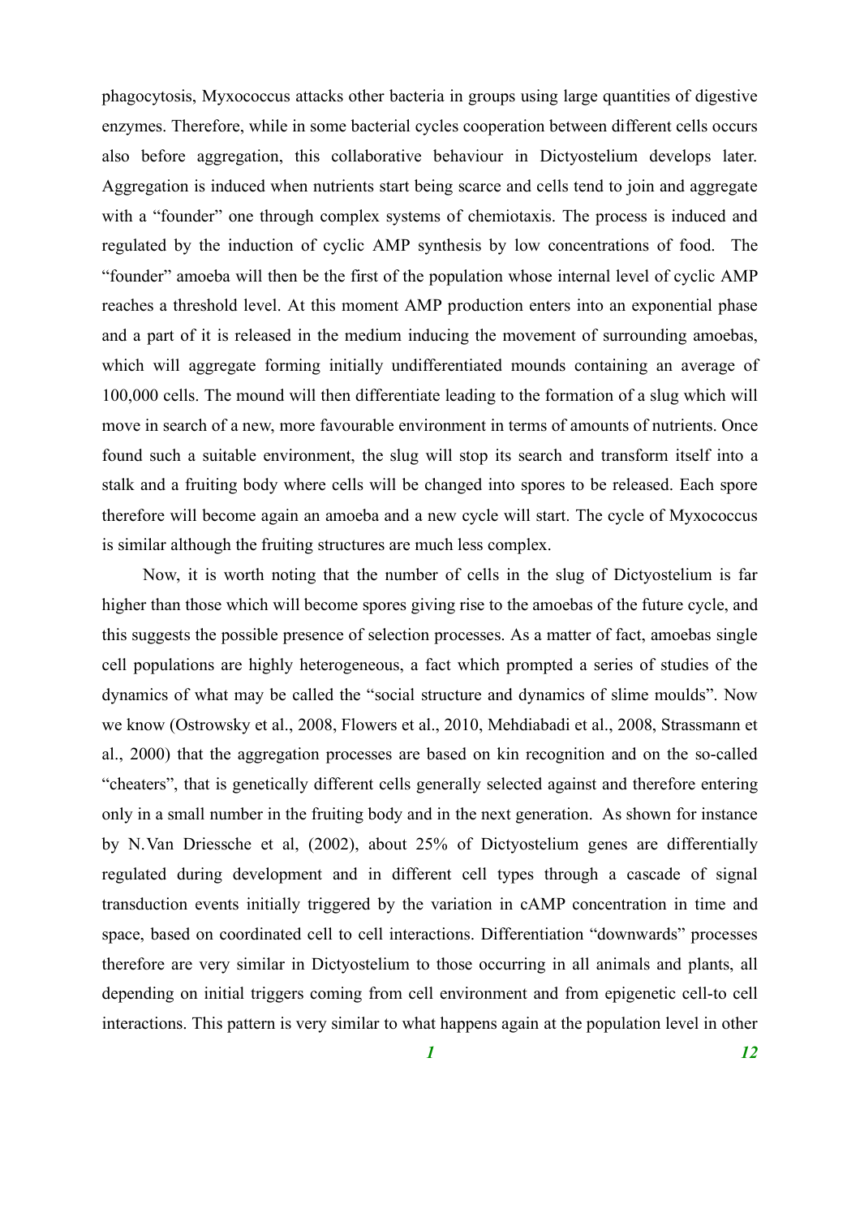phagocytosis, Myxococcus attacks other bacteria in groups using large quantities of digestive enzymes. Therefore, while in some bacterial cycles cooperation between different cells occurs also before aggregation, this collaborative behaviour in Dictyostelium develops later. Aggregation is induced when nutrients start being scarce and cells tend to join and aggregate with a "founder" one through complex systems of chemiotaxis. The process is induced and regulated by the induction of cyclic AMP synthesis by low concentrations of food. The "founder" amoeba will then be the first of the population whose internal level of cyclic AMP reaches a threshold level. At this moment AMP production enters into an exponential phase and a part of it is released in the medium inducing the movement of surrounding amoebas, which will aggregate forming initially undifferentiated mounds containing an average of 100,000 cells. The mound will then differentiate leading to the formation of a slug which will move in search of a new, more favourable environment in terms of amounts of nutrients. Once found such a suitable environment, the slug will stop its search and transform itself into a stalk and a fruiting body where cells will be changed into spores to be released. Each spore therefore will become again an amoeba and a new cycle will start. The cycle of Myxococcus is similar although the fruiting structures are much less complex.

Now, it is worth noting that the number of cells in the slug of Dictyostelium is far higher than those which will become spores giving rise to the amoebas of the future cycle, and this suggests the possible presence of selection processes. As a matter of fact, amoebas single cell populations are highly heterogeneous, a fact which prompted a series of studies of the dynamics of what may be called the "social structure and dynamics of slime moulds". Now we know (Ostrowsky et al., 2008, Flowers et al., 2010, Mehdiabadi et al., 2008, Strassmann et al., 2000) that the aggregation processes are based on kin recognition and on the so-called "cheaters", that is genetically different cells generally selected against and therefore entering only in a small number in the fruiting body and in the next generation. As shown for instance by N. Van Driessche et al, (2002), about 25% of Dictyostelium genes are differentially regulated during development and in different cell types through a cascade of signal transduction events initially triggered by the variation in cAMP concentration in time and space, based on coordinated cell to cell interactions. Differentiation "downwards" processes therefore are very similar in Dictyostelium to those occurring in all animals and plants, all depending on initial triggers coming from cell environment and from epigenetic cell-to cell interactions. This pattern is very similar to what happens again at the population level in other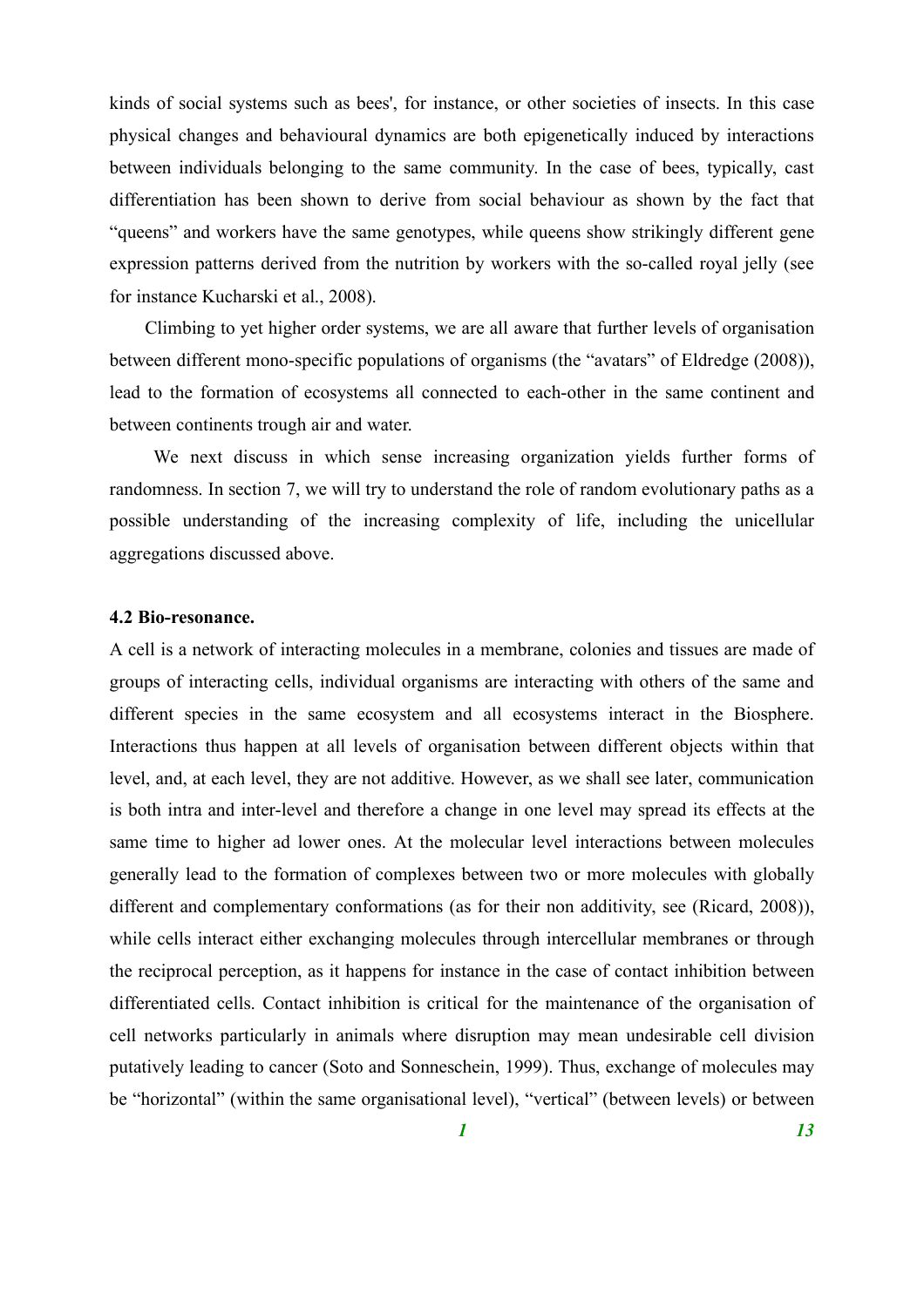kinds of social systems such as bees', for instance, or other societies of insects. In this case physical changes and behavioural dynamics are both epigenetically induced by interactions between individuals belonging to the same community. In the case of bees, typically, cast differentiation has been shown to derive from social behaviour as shown by the fact that "queens" and workers have the same genotypes, while queens show strikingly different gene expression patterns derived from the nutrition by workers with the so-called royal jelly (see for instance Kucharski et al., 2008).

Climbing to yet higher order systems, we are all aware that further levels of organisation between different mono-specific populations of organisms (the "avatars" of Eldredge (2008)), lead to the formation of ecosystems all connected to each-other in the same continent and between continents trough air and water.

We next discuss in which sense increasing organization yields further forms of randomness. In section 7, we will try to understand the role of random evolutionary paths as a possible understanding of the increasing complexity of life, including the unicellular aggregations discussed above.

### 4.2 Bio-resonance.

A cell is a network of interacting molecules in a membrane, colonies and tissues are made of groups of interacting cells, individual organisms are interacting with others of the same and different species in the same ecosystem and all ecosystems interact in the Biosphere. Interactions thus happen at all levels of organisation between different objects within that level, and, at each level, they are not additive. However, as we shall see later, communication is both intra and inter-level and therefore a change in one level may spread its effects at the same time to higher ad lower ones. At the molecular level interactions between molecules generally lead to the formation of complexes between two or more molecules with globally different and complementary conformations (as for their non additivity, see (Ricard, 2008)), while cells interact either exchanging molecules through intercellular membranes or through the reciprocal perception, as it happens for instance in the case of contact inhibition between differentiated cells. Contact inhibition is critical for the maintenance of the organisation of cell networks particularly in animals where disruption may mean undesirable cell division putatively leading to cancer (Soto and Sonneschein, 1999). Thus, exchange of molecules may be "horizontal" (within the same organisational level), "vertical" (between levels) or between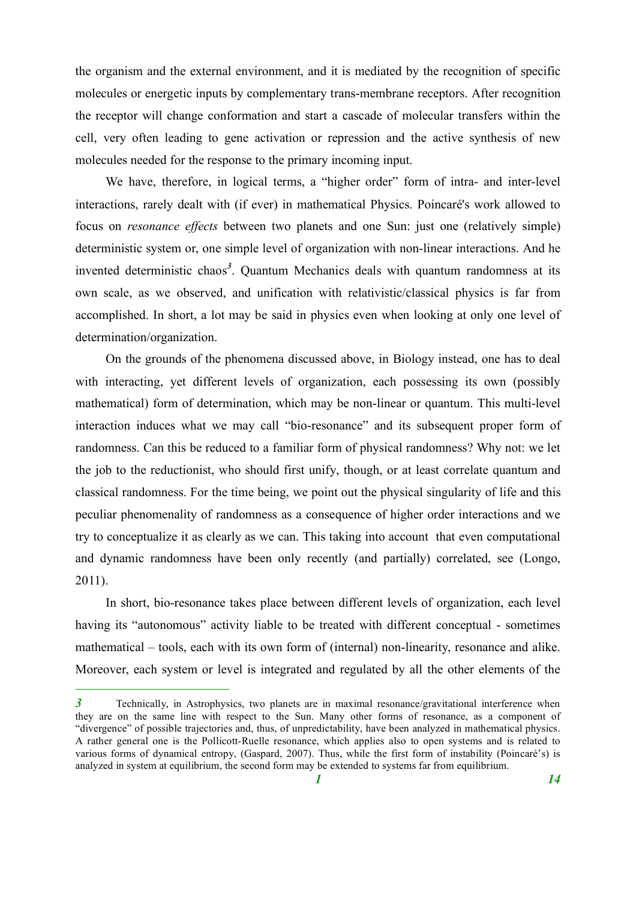the organism and the external environment, and it is mediated by the recognition of specific molecules or energetic inputs by complementary trans-membrane receptors. After recognition the receptor will change conformation and start a cascade of molecular transfers within the cell, very often leading to gene activation or repression and the active synthesis of new molecules needed for the response to the primary incoming input.

We have, therefore, in logical terms, a "higher order" form of intra- and inter-level interactions, rarely dealt with (if ever) in mathematical Physics. Poincaré's work allowed to focus on *resonance effects* between two planets and one Sun: just one (relatively simple) deterministic system or, one simple level of organization with non-linear interactions. And he invented deterministic chaos[3]. Quantum Mechanics deals with quantum randomness at its own scale, as we observed, and unification with relativistic/classical physics is far from accomplished. In short, a lot may be said in physics even when looking at only one level of determination/organization.

On the grounds of the phenomena discussed above, in Biology instead, one has to deal with interacting, yet different levels of organization, each possessing its own (possibly mathematical) form of determination, which may be non-linear or quantum. This multi-level interaction induces what we may call "bio-resonance" and its subsequent proper form of randomness. Can this be reduced to a familiar form of physical randomness? Why not: we let the job to the reductionist, who should first unify, though, or at least correlate quantum and classical randomness. For the time being, we point out the physical singularity of life and this peculiar phenomenality of randomness as a consequence of higher order interactions and we try to conceptualize it as clearly as we can. This taking into account that even computational and dynamic randomness have been only recently (and partially) correlated, see (Longo, 2011).

In short, bio-resonance takes place between different levels of organization, each level having its "autonomous" activity liable to be treated with different conceptual - sometimes mathematical – tools, each with its own form of (internal) non-linearity, resonance and alike. Moreover, each system or level is integrated and regulated by all the other elements of the

---

[3] Technically, in Astrophysics, two planets are in maximal resonance/gravitational interference when they are on the same line with respect to the Sun. Many other forms of resonance, as a component of "divergence" of possible trajectories and, thus, of unpredictability, have been analyzed in mathematical physics. A rather general one is the Pollicott-Ruelle resonance, which applies also to open systems and is related to various forms of dynamical entropy, (Gaspard, 2007). Thus, while the first form of instability (Poincaré's) is analyzed in system at equilibrium, the second form may be extended to systems far from equilibrium.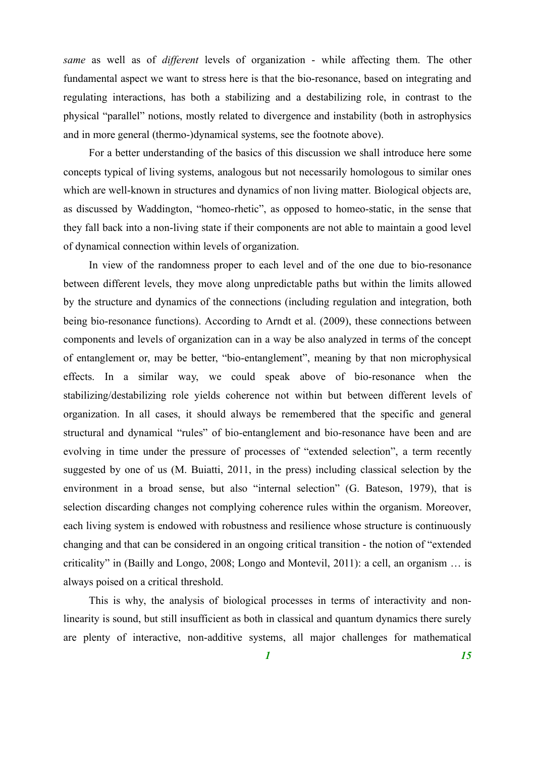*same* as well as of *different* levels of organization - while affecting them. The other fundamental aspect we want to stress here is that the bio-resonance, based on integrating and regulating interactions, has both a stabilizing and a destabilizing role, in contrast to the physical "parallel" notions, mostly related to divergence and instability (both in astrophysics and in more general (thermo-)dynamical systems, see the footnote above).

For a better understanding of the basics of this discussion we shall introduce here some concepts typical of living systems, analogous but not necessarily homologous to similar ones which are well-known in structures and dynamics of non living matter. Biological objects are, as discussed by Waddington, "homeo-rhetic", as opposed to homeo-static, in the sense that they fall back into a non-living state if their components are not able to maintain a good level of dynamical connection within levels of organization.

In view of the randomness proper to each level and of the one due to bio-resonance between different levels, they move along unpredictable paths but within the limits allowed by the structure and dynamics of the connections (including regulation and integration, both being bio-resonance functions). According to Arndt et al. (2009), these connections between components and levels of organization can in a way be also analyzed in terms of the concept of entanglement or, may be better, "bio-entanglement", meaning by that non microphysical effects. In a similar way, we could speak above of bio-resonance when the stabilizing/destabilizing role yields coherence not within but between different levels of organization. In all cases, it should always be remembered that the specific and general structural and dynamical "rules" of bio-entanglement and bio-resonance have been and are evolving in time under the pressure of processes of "extended selection", a term recently suggested by one of us (M. Buiatti, 2011, in the press) including classical selection by the environment in a broad sense, but also "internal selection" (G. Bateson, 1979), that is selection discarding changes not complying coherence rules within the organism. Moreover, each living system is endowed with robustness and resilience whose structure is continuously changing and that can be considered in an ongoing critical transition - the notion of "extended criticality" in (Bailly and Longo, 2008; Longo and Montevil, 2011): a cell, an organism … is always poised on a critical threshold.

This is why, the analysis of biological processes in terms of interactivity and non-linearity is sound, but still insufficient as both in classical and quantum dynamics there surely are plenty of interactive, non-additive systems, all major challenges for mathematical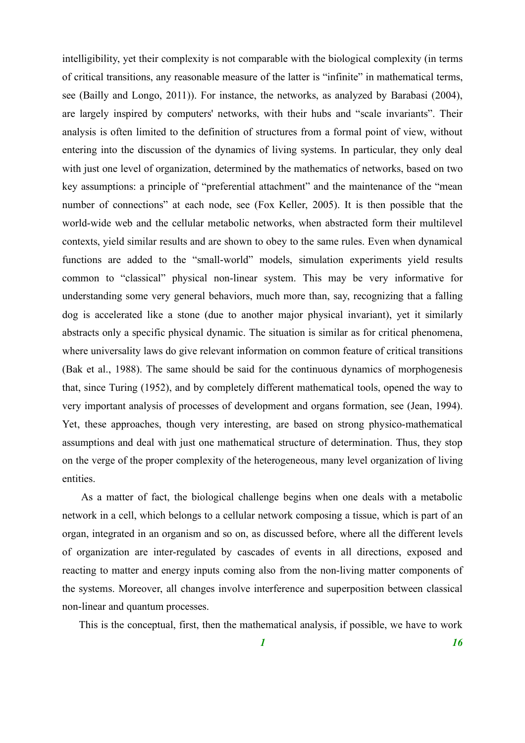intelligibility, yet their complexity is not comparable with the biological complexity (in terms of critical transitions, any reasonable measure of the latter is "infinite" in mathematical terms, see (Bailly and Longo, 2011)). For instance, the networks, as analyzed by Barabasi (2004), are largely inspired by computers' networks, with their hubs and "scale invariants". Their analysis is often limited to the definition of structures from a formal point of view, without entering into the discussion of the dynamics of living systems. In particular, they only deal with just one level of organization, determined by the mathematics of networks, based on two key assumptions: a principle of "preferential attachment" and the maintenance of the "mean number of connections" at each node, see (Fox Keller, 2005). It is then possible that the world-wide web and the cellular metabolic networks, when abstracted form their multilevel contexts, yield similar results and are shown to obey to the same rules. Even when dynamical functions are added to the "small-world" models, simulation experiments yield results common to "classical" physical non-linear system. This may be very informative for understanding some very general behaviors, much more than, say, recognizing that a falling dog is accelerated like a stone (due to another major physical invariant), yet it similarly abstracts only a specific physical dynamic. The situation is similar as for critical phenomena, where universality laws do give relevant information on common feature of critical transitions (Bak et al., 1988). The same should be said for the continuous dynamics of morphogenesis that, since Turing (1952), and by completely different mathematical tools, opened the way to very important analysis of processes of development and organs formation, see (Jean, 1994). Yet, these approaches, though very interesting, are based on strong physico-mathematical assumptions and deal with just one mathematical structure of determination. Thus, they stop on the verge of the proper complexity of the heterogeneous, many level organization of living entities.

As a matter of fact, the biological challenge begins when one deals with a metabolic network in a cell, which belongs to a cellular network composing a tissue, which is part of an organ, integrated in an organism and so on, as discussed before, where all the different levels of organization are inter-regulated by cascades of events in all directions, exposed and reacting to matter and energy inputs coming also from the non-living matter components of the systems. Moreover, all changes involve interference and superposition between classical non-linear and quantum processes.

This is the conceptual, first, then the mathematical analysis, if possible, we have to work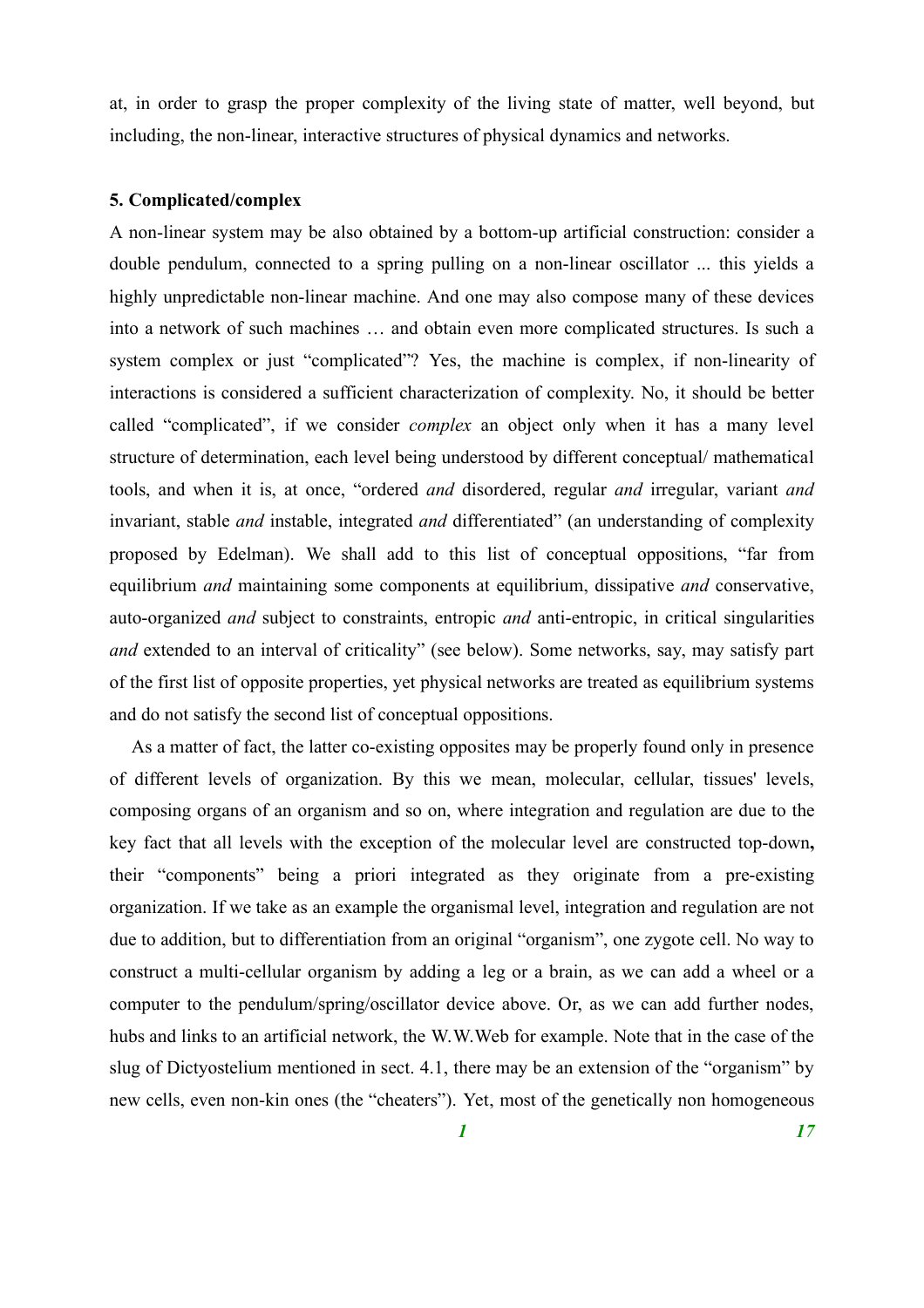at, in order to grasp the proper complexity of the living state of matter, well beyond, but including, the non-linear, interactive structures of physical dynamics and networks.

### 5. Complicated/complex

A non-linear system may be also obtained by a bottom-up artificial construction: consider a double pendulum, connected to a spring pulling on a non-linear oscillator ... this yields a highly unpredictable non-linear machine. And one may also compose many of these devices into a network of such machines … and obtain even more complicated structures. Is such a system complex or just "complicated"? Yes, the machine is complex, if non-linearity of interactions is considered a sufficient characterization of complexity. No, it should be better called "complicated", if we consider *complex* an object only when it has a many level structure of determination, each level being understood by different conceptual/ mathematical tools, and when it is, at once, "ordered *and* disordered, regular *and* irregular, variant *and* invariant, stable *and* instable, integrated *and* differentiated" (an understanding of complexity proposed by Edelman). We shall add to this list of conceptual oppositions, "far from equilibrium *and* maintaining some components at equilibrium, dissipative *and* conservative, auto-organized *and* subject to constraints, entropic *and* anti-entropic, in critical singularities *and* extended to an interval of criticality" (see below). Some networks, say, may satisfy part of the first list of opposite properties, yet physical networks are treated as equilibrium systems and do not satisfy the second list of conceptual oppositions.

As a matter of fact, the latter co-existing opposites may be properly found only in presence of different levels of organization. By this we mean, molecular, cellular, tissues' levels, composing organs of an organism and so on, where integration and regulation are due to the key fact that all levels with the exception of the molecular level are constructed top-down**,** their "components" being a priori integrated as they originate from a pre-existing organization. If we take as an example the organismal level, integration and regulation are not due to addition, but to differentiation from an original "organism", one zygote cell. No way to construct a multi-cellular organism by adding a leg or a brain, as we can add a wheel or a computer to the pendulum/spring/oscillator device above. Or, as we can add further nodes, hubs and links to an artificial network, the W.W.Web for example. Note that in the case of the slug of Dictyostelium mentioned in sect. 4.1, there may be an extension of the "organism" by new cells, even non-kin ones (the "cheaters"). Yet, most of the genetically non homogeneous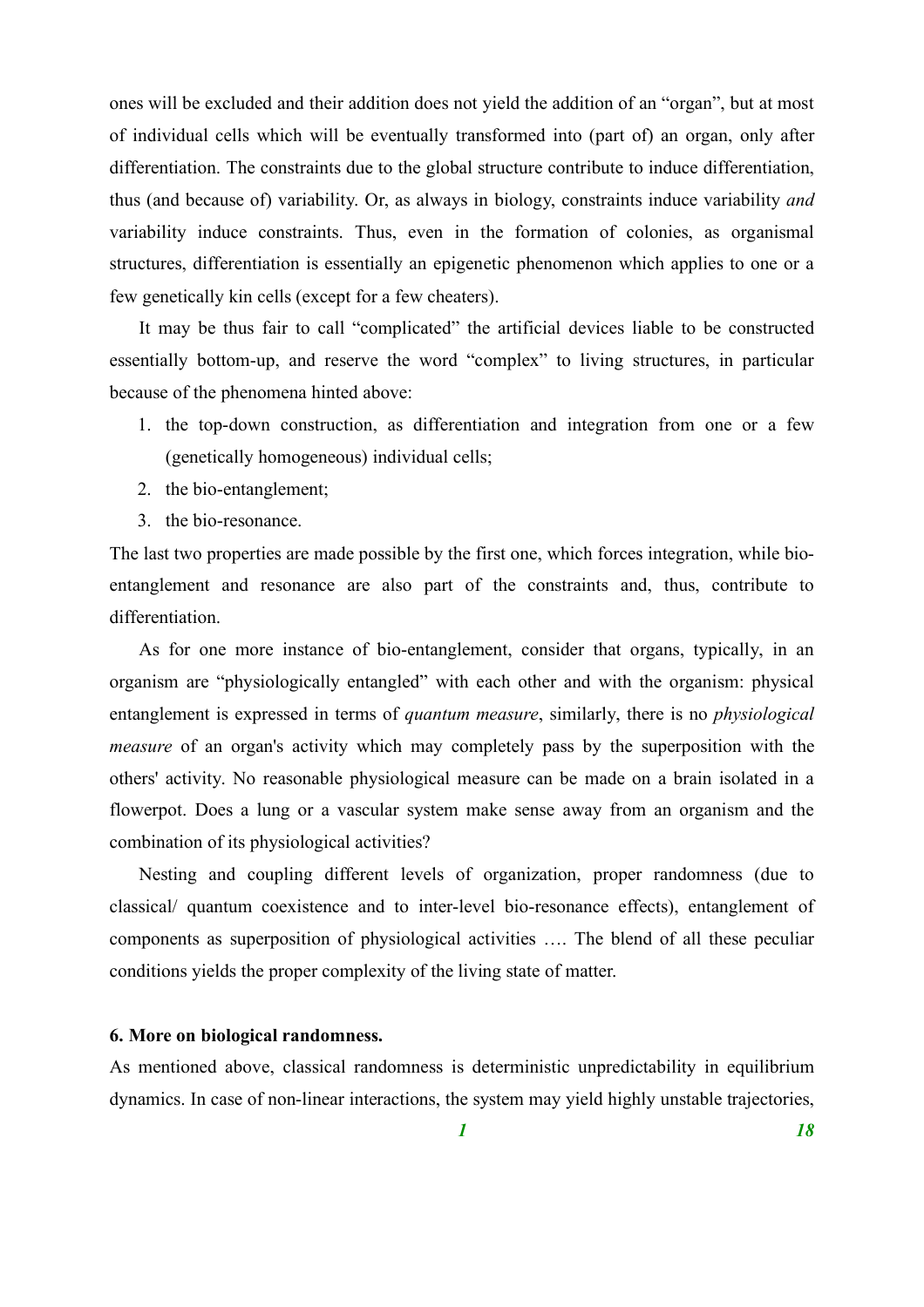ones will be excluded and their addition does not yield the addition of an "organ", but at most of individual cells which will be eventually transformed into (part of) an organ, only after differentiation. The constraints due to the global structure contribute to induce differentiation, thus (and because of) variability. Or, as always in biology, constraints induce variability *and* variability induce constraints. Thus, even in the formation of colonies, as organismal structures, differentiation is essentially an epigenetic phenomenon which applies to one or a few genetically kin cells (except for a few cheaters).

It may be thus fair to call "complicated" the artificial devices liable to be constructed essentially bottom-up, and reserve the word "complex" to living structures, in particular because of the phenomena hinted above:

1. the top-down construction, as differentiation and integration from one or a few (genetically homogeneous) individual cells;
2. the bio-entanglement;
3. the bio-resonance.

The last two properties are made possible by the first one, which forces integration, while bio-entanglement and resonance are also part of the constraints and, thus, contribute to differentiation.

As for one more instance of bio-entanglement, consider that organs, typically, in an organism are "physiologically entangled" with each other and with the organism: physical entanglement is expressed in terms of *quantum measure*, similarly, there is no *physiological measure* of an organ's activity which may completely pass by the superposition with the others' activity. No reasonable physiological measure can be made on a brain isolated in a flowerpot. Does a lung or a vascular system make sense away from an organism and the combination of its physiological activities?

Nesting and coupling different levels of organization, proper randomness (due to classical/ quantum coexistence and to inter-level bio-resonance effects), entanglement of components as superposition of physiological activities …. The blend of all these peculiar conditions yields the proper complexity of the living state of matter.

### 6. More on biological randomness.

As mentioned above, classical randomness is deterministic unpredictability in equilibrium dynamics. In case of non-linear interactions, the system may yield highly unstable trajectories,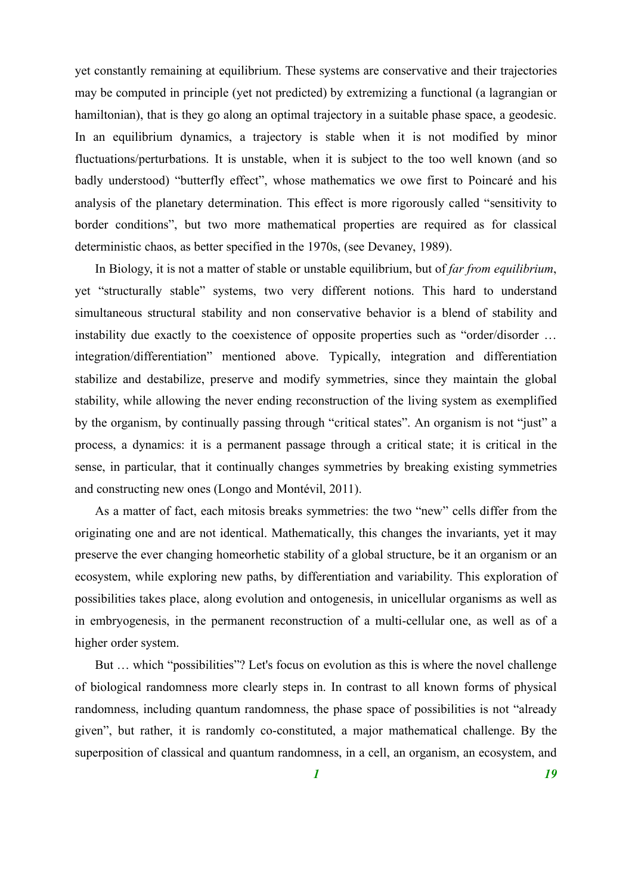yet constantly remaining at equilibrium. These systems are conservative and their trajectories may be computed in principle (yet not predicted) by extremizing a functional (a lagrangian or hamiltonian), that is they go along an optimal trajectory in a suitable phase space, a geodesic. In an equilibrium dynamics, a trajectory is stable when it is not modified by minor fluctuations/perturbations. It is unstable, when it is subject to the too well known (and so badly understood) "butterfly effect", whose mathematics we owe first to Poincaré and his analysis of the planetary determination. This effect is more rigorously called "sensitivity to border conditions", but two more mathematical properties are required as for classical deterministic chaos, as better specified in the 1970s, (see Devaney, 1989).

In Biology, it is not a matter of stable or unstable equilibrium, but of *far from equilibrium*, yet "structurally stable" systems, two very different notions. This hard to understand simultaneous structural stability and non conservative behavior is a blend of stability and instability due exactly to the coexistence of opposite properties such as "order/disorder … integration/differentiation" mentioned above. Typically, integration and differentiation stabilize and destabilize, preserve and modify symmetries, since they maintain the global stability, while allowing the never ending reconstruction of the living system as exemplified by the organism, by continually passing through "critical states". An organism is not "just" a process, a dynamics: it is a permanent passage through a critical state; it is critical in the sense, in particular, that it continually changes symmetries by breaking existing symmetries and constructing new ones (Longo and Montévil, 2011).

As a matter of fact, each mitosis breaks symmetries: the two "new" cells differ from the originating one and are not identical. Mathematically, this changes the invariants, yet it may preserve the ever changing homeorhetic stability of a global structure, be it an organism or an ecosystem, while exploring new paths, by differentiation and variability. This exploration of possibilities takes place, along evolution and ontogenesis, in unicellular organisms as well as in embryogenesis, in the permanent reconstruction of a multi-cellular one, as well as of a higher order system.

But … which "possibilities"? Let's focus on evolution as this is where the novel challenge of biological randomness more clearly steps in. In contrast to all known forms of physical randomness, including quantum randomness, the phase space of possibilities is not "already given", but rather, it is randomly co-constituted, a major mathematical challenge. By the superposition of classical and quantum randomness, in a cell, an organism, an ecosystem, and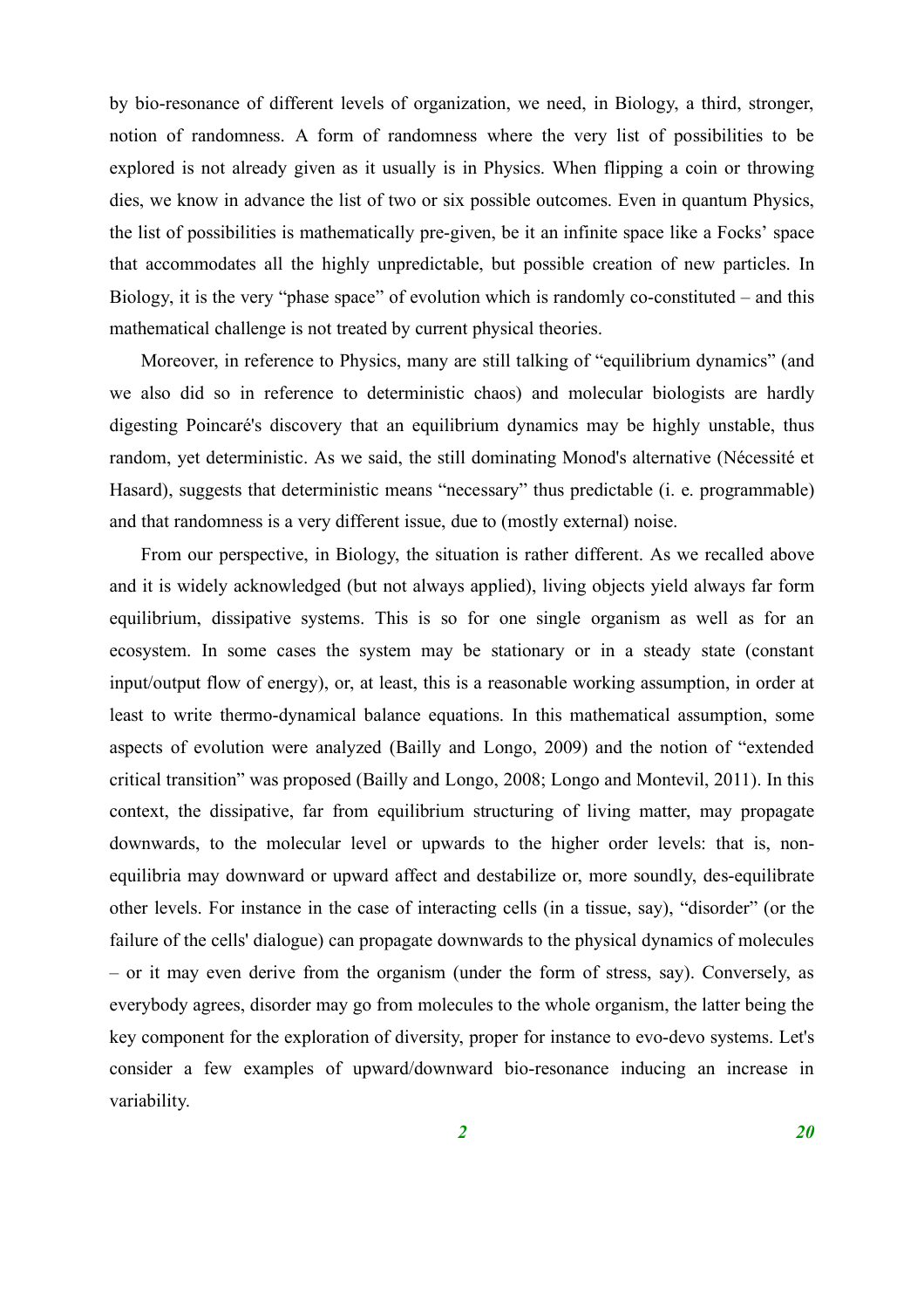by bio-resonance of different levels of organization, we need, in Biology, a third, stronger, notion of randomness. A form of randomness where the very list of possibilities to be explored is not already given as it usually is in Physics. When flipping a coin or throwing dies, we know in advance the list of two or six possible outcomes. Even in quantum Physics, the list of possibilities is mathematically pre-given, be it an infinite space like a Focks' space that accommodates all the highly unpredictable, but possible creation of new particles. In Biology, it is the very "phase space" of evolution which is randomly co-constituted – and this mathematical challenge is not treated by current physical theories.

Moreover, in reference to Physics, many are still talking of "equilibrium dynamics" (and we also did so in reference to deterministic chaos) and molecular biologists are hardly digesting Poincaré's discovery that an equilibrium dynamics may be highly unstable, thus random, yet deterministic. As we said, the still dominating Monod's alternative (Nécessité et Hasard), suggests that deterministic means "necessary" thus predictable (i. e. programmable) and that randomness is a very different issue, due to (mostly external) noise.

From our perspective, in Biology, the situation is rather different. As we recalled above and it is widely acknowledged (but not always applied), living objects yield always far form equilibrium, dissipative systems. This is so for one single organism as well as for an ecosystem. In some cases the system may be stationary or in a steady state (constant input/output flow of energy), or, at least, this is a reasonable working assumption, in order at least to write thermo-dynamical balance equations. In this mathematical assumption, some aspects of evolution were analyzed (Bailly and Longo, 2009) and the notion of "extended critical transition" was proposed (Bailly and Longo, 2008; Longo and Montevil, 2011). In this context, the dissipative, far from equilibrium structuring of living matter, may propagate downwards, to the molecular level or upwards to the higher order levels: that is, non-equilibria may downward or upward affect and destabilize or, more soundly, des-equilibrate other levels. For instance in the case of interacting cells (in a tissue, say), "disorder" (or the failure of the cells' dialogue) can propagate downwards to the physical dynamics of molecules – or it may even derive from the organism (under the form of stress, say). Conversely, as everybody agrees, disorder may go from molecules to the whole organism, the latter being the key component for the exploration of diversity, proper for instance to evo-devo systems. Let's consider a few examples of upward/downward bio-resonance inducing an increase in variability.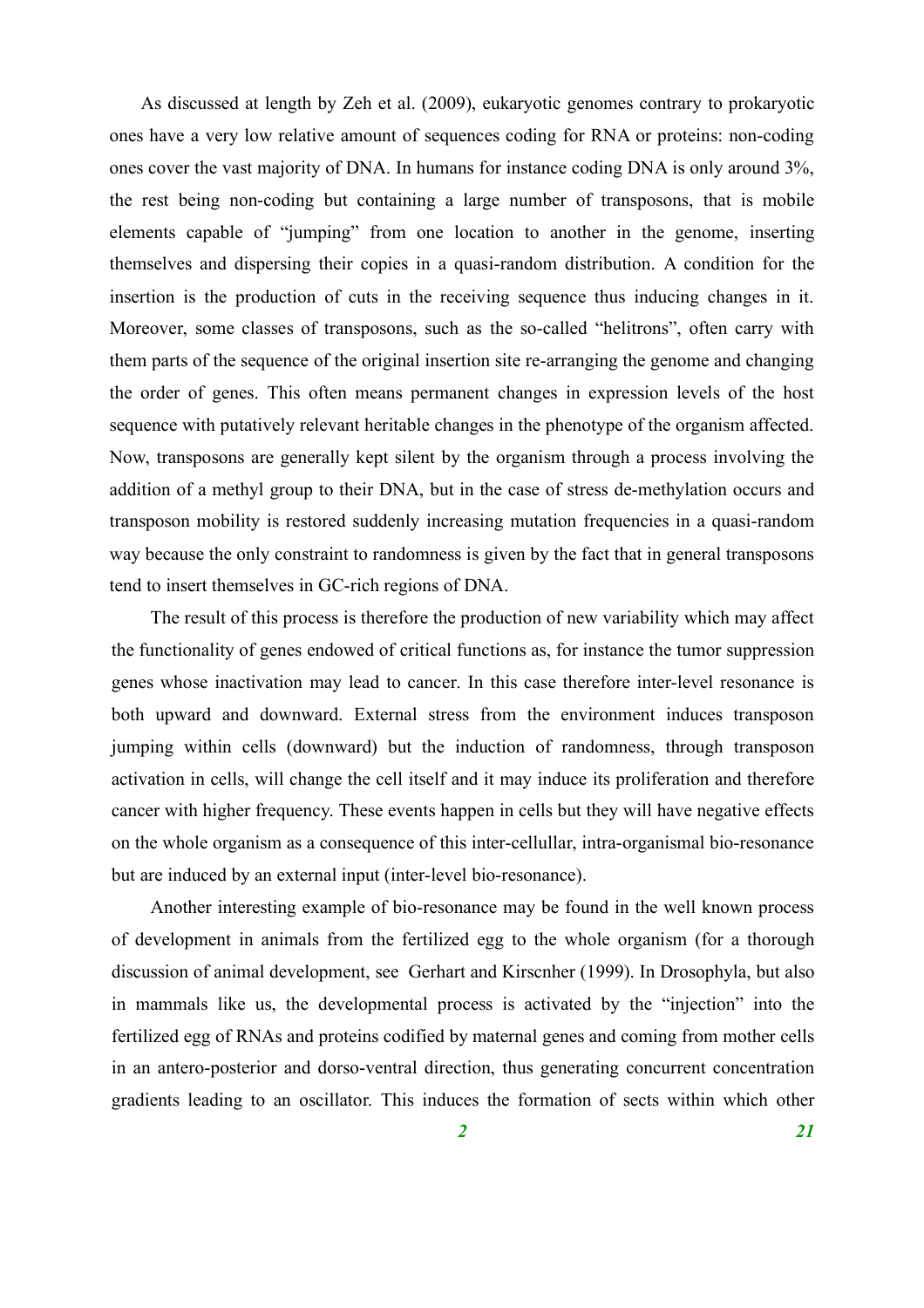As discussed at length by Zeh et al. (2009), eukaryotic genomes contrary to prokaryotic ones have a very low relative amount of sequences coding for RNA or proteins: non-coding ones cover the vast majority of DNA. In humans for instance coding DNA is only around 3%, the rest being non-coding but containing a large number of transposons, that is mobile elements capable of "jumping" from one location to another in the genome, inserting themselves and dispersing their copies in a quasi-random distribution. A condition for the insertion is the production of cuts in the receiving sequence thus inducing changes in it. Moreover, some classes of transposons, such as the so-called "helitrons", often carry with them parts of the sequence of the original insertion site re-arranging the genome and changing the order of genes. This often means permanent changes in expression levels of the host sequence with putatively relevant heritable changes in the phenotype of the organism affected. Now, transposons are generally kept silent by the organism through a process involving the addition of a methyl group to their DNA, but in the case of stress de-methylation occurs and transposon mobility is restored suddenly increasing mutation frequencies in a quasi-random way because the only constraint to randomness is given by the fact that in general transposons tend to insert themselves in GC-rich regions of DNA.

The result of this process is therefore the production of new variability which may affect the functionality of genes endowed of critical functions as, for instance the tumor suppression genes whose inactivation may lead to cancer. In this case therefore inter-level resonance is both upward and downward. External stress from the environment induces transposon jumping within cells (downward) but the induction of randomness, through transposon activation in cells, will change the cell itself and it may induce its proliferation and therefore cancer with higher frequency. These events happen in cells but they will have negative effects on the whole organism as a consequence of this inter-cellullar, intra-organismal bio-resonance but are induced by an external input (inter-level bio-resonance).

Another interesting example of bio-resonance may be found in the well known process of development in animals from the fertilized egg to the whole organism (for a thorough discussion of animal development, see Gerhart and Kirscnher (1999). In Drosophyla, but also in mammals like us, the developmental process is activated by the "injection" into the fertilized egg of RNAs and proteins codified by maternal genes and coming from mother cells in an antero-posterior and dorso-ventral direction, thus generating concurrent concentration gradients leading to an oscillator. This induces the formation of sects within which other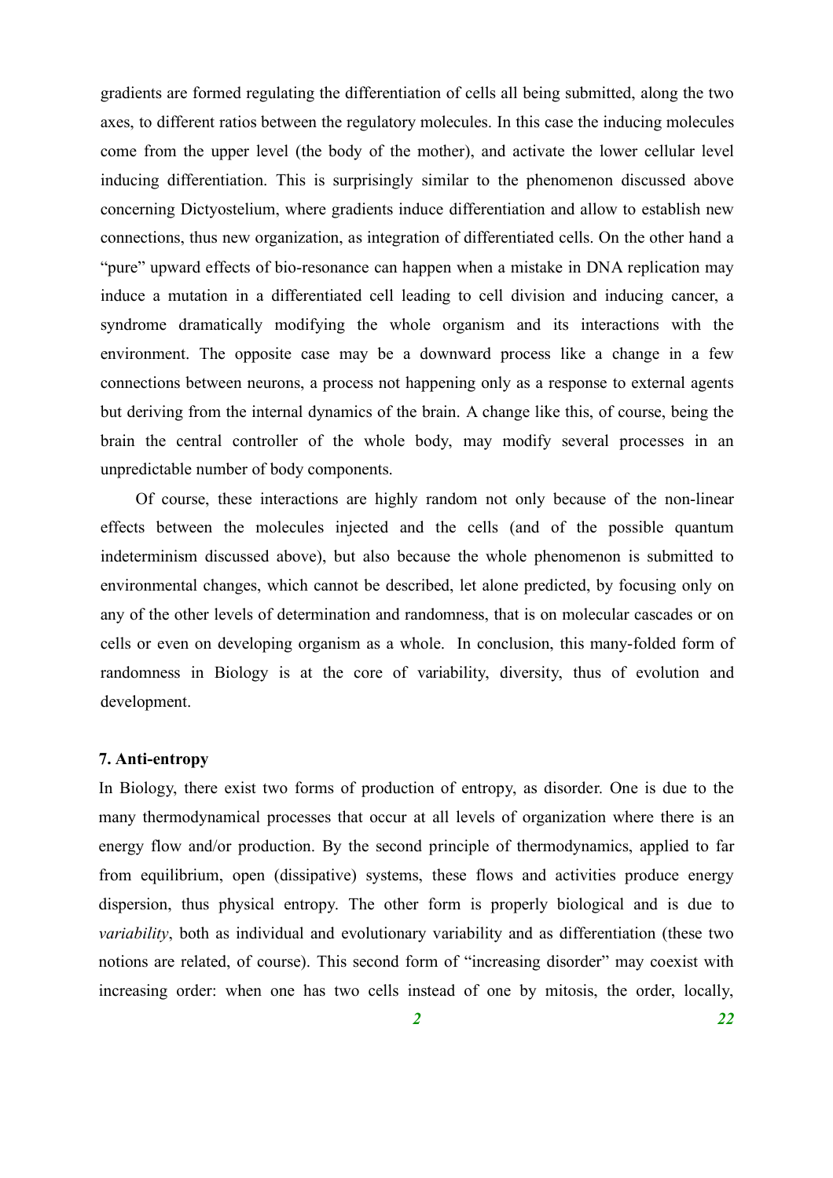gradients are formed regulating the differentiation of cells all being submitted, along the two axes, to different ratios between the regulatory molecules. In this case the inducing molecules come from the upper level (the body of the mother), and activate the lower cellular level inducing differentiation. This is surprisingly similar to the phenomenon discussed above concerning Dictyostelium, where gradients induce differentiation and allow to establish new connections, thus new organization, as integration of differentiated cells. On the other hand a "pure" upward effects of bio-resonance can happen when a mistake in DNA replication may induce a mutation in a differentiated cell leading to cell division and inducing cancer, a syndrome dramatically modifying the whole organism and its interactions with the environment. The opposite case may be a downward process like a change in a few connections between neurons, a process not happening only as a response to external agents but deriving from the internal dynamics of the brain. A change like this, of course, being the brain the central controller of the whole body, may modify several processes in an unpredictable number of body components.

Of course, these interactions are highly random not only because of the non-linear effects between the molecules injected and the cells (and of the possible quantum indeterminism discussed above), but also because the whole phenomenon is submitted to environmental changes, which cannot be described, let alone predicted, by focusing only on any of the other levels of determination and randomness, that is on molecular cascades or on cells or even on developing organism as a whole. In conclusion, this many-folded form of randomness in Biology is at the core of variability, diversity, thus of evolution and development.

### 7. Anti-entropy

In Biology, there exist two forms of production of entropy, as disorder. One is due to the many thermodynamical processes that occur at all levels of organization where there is an energy flow and/or production. By the second principle of thermodynamics, applied to far from equilibrium, open (dissipative) systems, these flows and activities produce energy dispersion, thus physical entropy. The other form is properly biological and is due to *variability*, both as individual and evolutionary variability and as differentiation (these two notions are related, of course). This second form of "increasing disorder" may coexist with increasing order: when one has two cells instead of one by mitosis, the order, locally,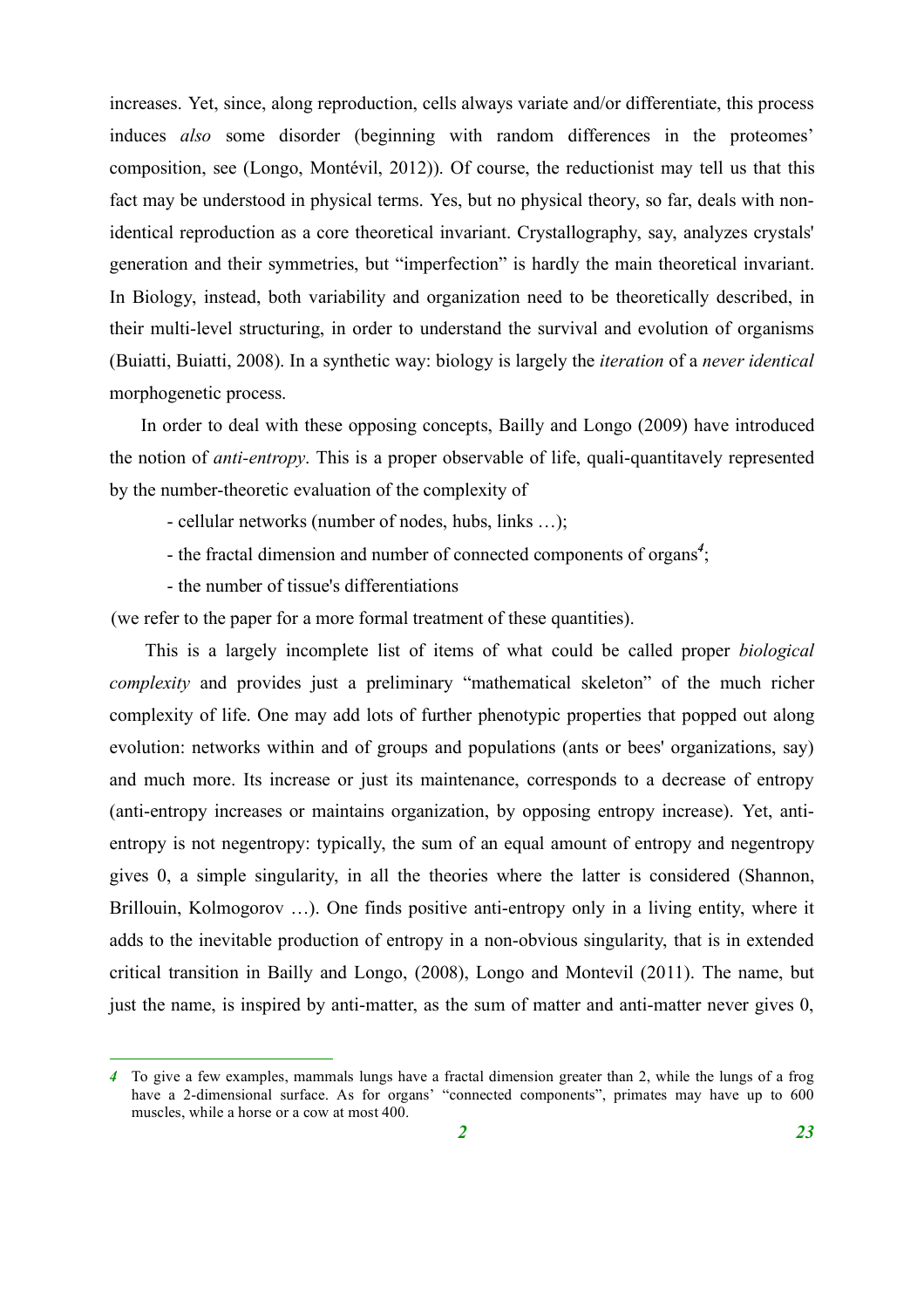increases. Yet, since, along reproduction, cells always variate and/or differentiate, this process induces *also* some disorder (beginning with random differences in the proteomes' composition, see (Longo, Montévil, 2012)). Of course, the reductionist may tell us that this fact may be understood in physical terms. Yes, but no physical theory, so far, deals with non-identical reproduction as a core theoretical invariant. Crystallography, say, analyzes crystals' generation and their symmetries, but "imperfection" is hardly the main theoretical invariant. In Biology, instead, both variability and organization need to be theoretically described, in their multi-level structuring, in order to understand the survival and evolution of organisms (Buiatti, Buiatti, 2008). In a synthetic way: biology is largely the *iteration* of a *never identical* morphogenetic process.

In order to deal with these opposing concepts, Bailly and Longo (2009) have introduced the notion of *anti-entropy*. This is a proper observable of life, quali-quantitavely represented by the number-theoretic evaluation of the complexity of

- cellular networks (number of nodes, hubs, links …);
- the fractal dimension and number of connected components of organs[4];
- the number of tissue's differentiations

(we refer to the paper for a more formal treatment of these quantities).

This is a largely incomplete list of items of what could be called proper *biological complexity* and provides just a preliminary "mathematical skeleton" of the much richer complexity of life. One may add lots of further phenotypic properties that popped out along evolution: networks within and of groups and populations (ants or bees' organizations, say) and much more. Its increase or just its maintenance, corresponds to a decrease of entropy (anti-entropy increases or maintains organization, by opposing entropy increase). Yet, anti-entropy is not negentropy: typically, the sum of an equal amount of entropy and negentropy gives 0, a simple singularity, in all the theories where the latter is considered (Shannon, Brillouin, Kolmogorov …). One finds positive anti-entropy only in a living entity, where it adds to the inevitable production of entropy in a non-obvious singularity, that is in extended critical transition in Bailly and Longo, (2008), Longo and Montevil (2011). The name, but just the name, is inspired by anti-matter, as the sum of matter and anti-matter never gives 0,

---

[4] To give a few examples, mammals lungs have a fractal dimension greater than 2, while the lungs of a frog have a 2-dimensional surface. As for organs' "connected components", primates may have up to 600 muscles, while a horse or a cow at most 400.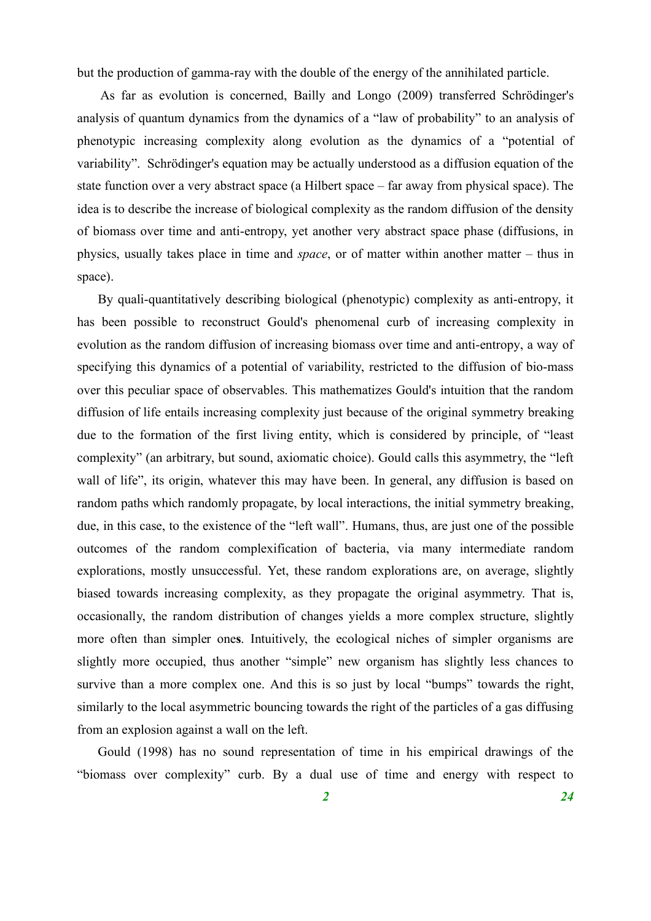but the production of gamma-ray with the double of the energy of the annihilated particle.

As far as evolution is concerned, Bailly and Longo (2009) transferred Schrödinger's analysis of quantum dynamics from the dynamics of a "law of probability" to an analysis of phenotypic increasing complexity along evolution as the dynamics of a "potential of variability". Schrödinger's equation may be actually understood as a diffusion equation of the state function over a very abstract space (a Hilbert space – far away from physical space). The idea is to describe the increase of biological complexity as the random diffusion of the density of biomass over time and anti-entropy, yet another very abstract space phase (diffusions, in physics, usually takes place in time and *space*, or of matter within another matter – thus in space).

By quali-quantitatively describing biological (phenotypic) complexity as anti-entropy, it has been possible to reconstruct Gould's phenomenal curb of increasing complexity in evolution as the random diffusion of increasing biomass over time and anti-entropy, a way of specifying this dynamics of a potential of variability, restricted to the diffusion of bio-mass over this peculiar space of observables. This mathematizes Gould's intuition that the random diffusion of life entails increasing complexity just because of the original symmetry breaking due to the formation of the first living entity, which is considered by principle, of "least complexity" (an arbitrary, but sound, axiomatic choice). Gould calls this asymmetry, the "left wall of life", its origin, whatever this may have been. In general, any diffusion is based on random paths which randomly propagate, by local interactions, the initial symmetry breaking, due, in this case, to the existence of the "left wall". Humans, thus, are just one of the possible outcomes of the random complexification of bacteria, via many intermediate random explorations, mostly unsuccessful. Yet, these random explorations are, on average, slightly biased towards increasing complexity, as they propagate the original asymmetry. That is, occasionally, the random distribution of changes yields a more complex structure, slightly more often than simpler ones. Intuitively, the ecological niches of simpler organisms are slightly more occupied, thus another "simple" new organism has slightly less chances to survive than a more complex one. And this is so just by local "bumps" towards the right, similarly to the local asymmetric bouncing towards the right of the particles of a gas diffusing from an explosion against a wall on the left.

Gould (1998) has no sound representation of time in his empirical drawings of the "biomass over complexity" curb. By a dual use of time and energy with respect to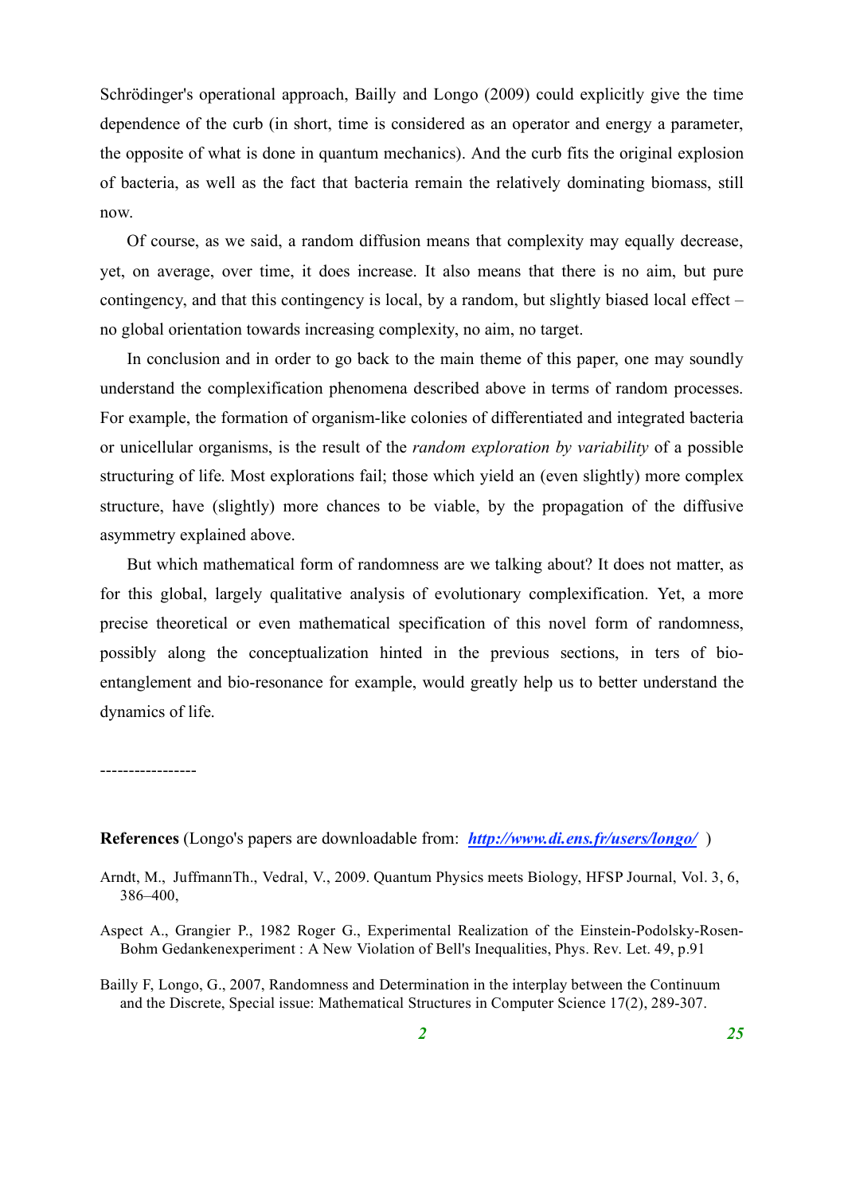Schrödinger's operational approach, Bailly and Longo (2009) could explicitly give the time dependence of the curb (in short, time is considered as an operator and energy a parameter, the opposite of what is done in quantum mechanics). And the curb fits the original explosion of bacteria, as well as the fact that bacteria remain the relatively dominating biomass, still now.

Of course, as we said, a random diffusion means that complexity may equally decrease, yet, on average, over time, it does increase. It also means that there is no aim, but pure contingency, and that this contingency is local, by a random, but slightly biased local effect – no global orientation towards increasing complexity, no aim, no target.

In conclusion and in order to go back to the main theme of this paper, one may soundly understand the complexification phenomena described above in terms of random processes. For example, the formation of organism-like colonies of differentiated and integrated bacteria or unicellular organisms, is the result of the *random exploration by variability* of a possible structuring of life. Most explorations fail; those which yield an (even slightly) more complex structure, have (slightly) more chances to be viable, by the propagation of the diffusive asymmetry explained above.

But which mathematical form of randomness are we talking about? It does not matter, as for this global, largely qualitative analysis of evolutionary complexification. Yet, a more precise theoretical or even mathematical specification of this novel form of randomness, possibly along the conceptualization hinted in the previous sections, in ters of bio-entanglement and bio-resonance for example, would greatly help us to better understand the dynamics of life.

-----------------

**References** (Longo's papers are downloadable from: ***http://www.di.ens.fr/users/longo/*** )

Arndt, M., JuffmannTh., Vedral, V., 2009. Quantum Physics meets Biology, HFSP Journal, Vol. 3, 6, 386–400,

Aspect A., Grangier P., 1982 Roger G., Experimental Realization of the Einstein-Podolsky-Rosen-Bohm Gedankenexperiment : A New Violation of Bell's Inequalities, Phys. Rev. Let. 49, p.91

Bailly F, Longo, G., 2007, Randomness and Determination in the interplay between the Continuum and the Discrete, Special issue: Mathematical Structures in Computer Science 17(2), 289-307.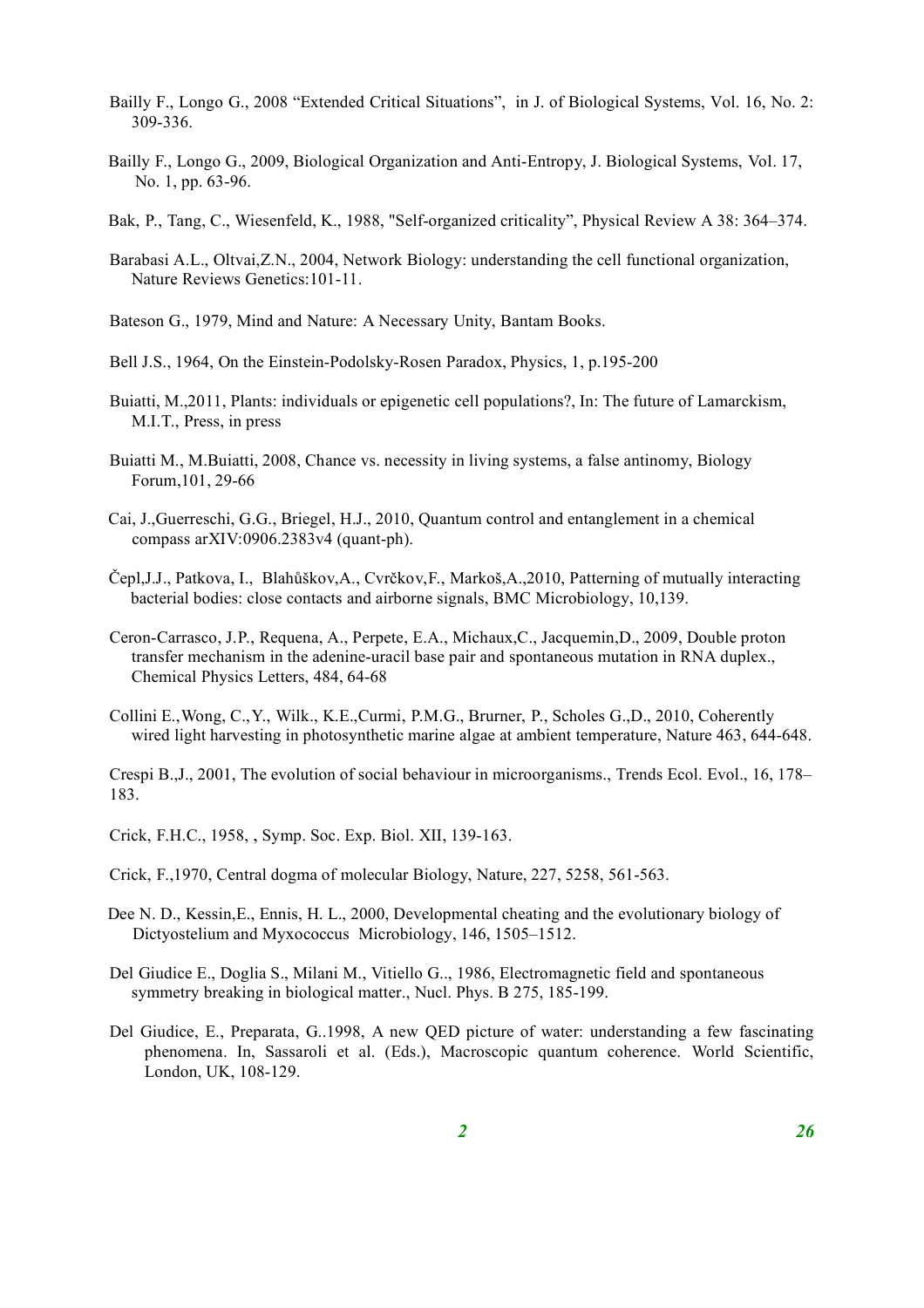Bailly F., Longo G., 2008 "Extended Critical Situations", in J. of Biological Systems, Vol. 16, No. 2: 309-336.

Bailly F., Longo G., 2009, Biological Organization and Anti-Entropy, J. Biological Systems, Vol. 17, No. 1, pp. 63-96.

Bak, P., Tang, C., Wiesenfeld, K., 1988, "Self-organized criticality", Physical Review A 38: 364–374.

Barabasi A.L., Oltvai,Z.N., 2004, Network Biology: understanding the cell functional organization, Nature Reviews Genetics:101-11.

Bateson G., 1979, Mind and Nature: A Necessary Unity, Bantam Books.

Bell J.S., 1964, On the Einstein-Podolsky-Rosen Paradox, Physics, 1, p.195-200

Buiatti, M.,2011, Plants: individuals or epigenetic cell populations?, In: The future of Lamarckism, M.I.T., Press, in press

Buiatti M., M.Buiatti, 2008, Chance vs. necessity in living systems, a false antinomy, Biology Forum,101, 29-66

Cai, J.,Guerreschi, G.G., Briegel, H.J., 2010, Quantum control and entanglement in a chemical compass arXIV:0906.2383v4 (quant-ph).

Čepl,J.J., Patkova, I., Blahůškov,A., Cvrčkov,F., Markoš,A.,2010, Patterning of mutually interacting bacterial bodies: close contacts and airborne signals, BMC Microbiology, 10,139.

Ceron-Carrasco, J.P., Requena, A., Perpete, E.A., Michaux,C., Jacquemin,D., 2009, Double proton transfer mechanism in the adenine-uracil base pair and spontaneous mutation in RNA duplex., Chemical Physics Letters, 484, 64-68

Collini E.,Wong, C.,Y., Wilk., K.E.,Curmi, P.M.G., Brurner, P., Scholes G.,D., 2010, Coherently wired light harvesting in photosynthetic marine algae at ambient temperature, Nature 463, 644-648.

Crespi B.,J., 2001, The evolution of social behaviour in microorganisms., Trends Ecol. Evol., 16, 178–183.

Crick, F.H.C., 1958, , Symp. Soc. Exp. Biol. XII, 139-163.

Crick, F.,1970, Central dogma of molecular Biology, Nature, 227, 5258, 561-563.

Dee N. D., Kessin,E., Ennis, H. L., 2000, Developmental cheating and the evolutionary biology of Dictyostelium and Myxococcus Microbiology, 146, 1505–1512.

Del Giudice E., Doglia S., Milani M., Vitiello G.., 1986, Electromagnetic field and spontaneous symmetry breaking in biological matter., Nucl. Phys. B 275, 185-199.

Del Giudice, E., Preparata, G..1998, A new QED picture of water: understanding a few fascinating phenomena. In, Sassaroli et al. (Eds.), Macroscopic quantum coherence. World Scientific, London, UK, 108-129.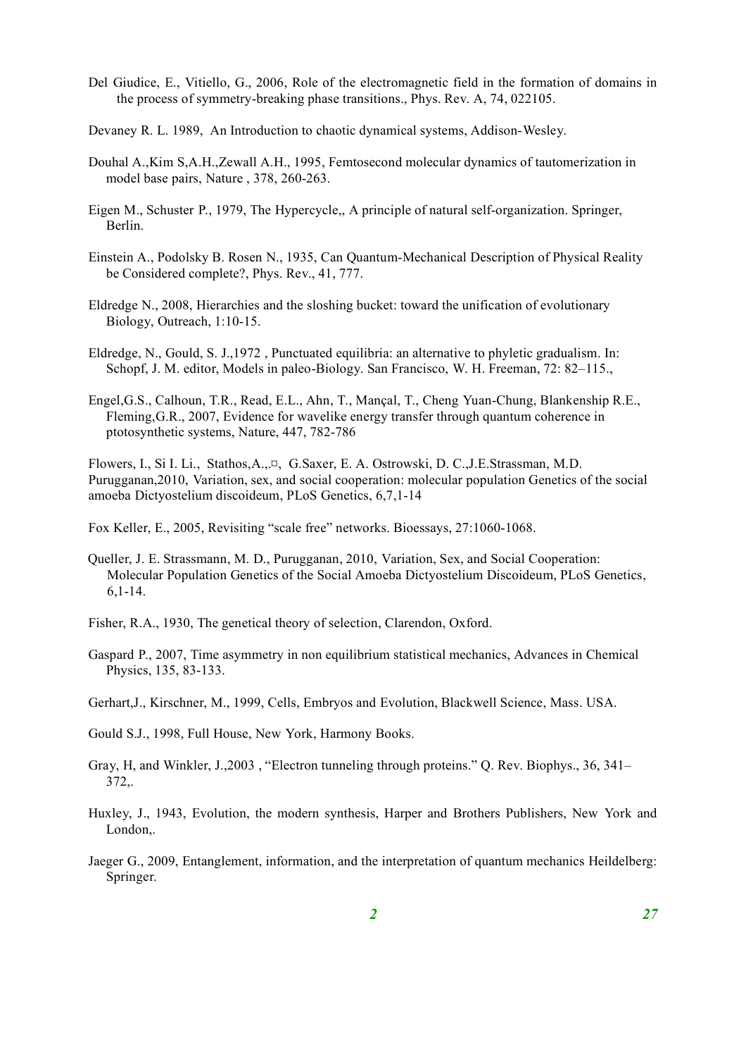Del Giudice, E., Vitiello, G., 2006, Role of the electromagnetic field in the formation of domains in the process of symmetry-breaking phase transitions., Phys. Rev. A, 74, 022105.

Devaney R. L. 1989, An Introduction to chaotic dynamical systems, Addison-Wesley.

Douhal A.,Kim S,A.H.,Zewall A.H., 1995, Femtosecond molecular dynamics of tautomerization in model base pairs, Nature , 378, 260-263.

Eigen M., Schuster P., 1979, The Hypercycle,, A principle of natural self-organization. Springer, Berlin.

Einstein A., Podolsky B. Rosen N., 1935, Can Quantum-Mechanical Description of Physical Reality be Considered complete?, Phys. Rev., 41, 777.

Eldredge N., 2008, Hierarchies and the sloshing bucket: toward the unification of evolutionary Biology, Outreach, 1:10-15.

Eldredge, N., Gould, S. J.,1972 , Punctuated equilibria: an alternative to phyletic gradualism. In: Schopf, J. M. editor, Models in paleo-Biology. San Francisco, W. H. Freeman, 72: 82–115.,

Engel,G.S., Calhoun, T.R., Read, E.L., Ahn, T., Mançal, T., Cheng Yuan-Chung, Blankenship R.E., Fleming,G.R., 2007, Evidence for wavelike energy transfer through quantum coherence in ptotosynthetic systems, Nature, 447, 782-786

Flowers, I., Si I. Li., Stathos,A.,.¤, G.Saxer, E. A. Ostrowski, D. C.,J.E.Strassman, M.D. Purugganan,2010, Variation, sex, and social cooperation: molecular population Genetics of the social amoeba Dictyostelium discoideum, PLoS Genetics, 6,7,1-14

Fox Keller, E., 2005, Revisiting "scale free" networks. Bioessays, 27:1060-1068.

Queller, J. E. Strassmann, M. D., Purugganan, 2010, Variation, Sex, and Social Cooperation: Molecular Population Genetics of the Social Amoeba Dictyostelium Discoideum, PLoS Genetics, 6,1-14.

Fisher, R.A., 1930, The genetical theory of selection, Clarendon, Oxford.

Gaspard P., 2007, Time asymmetry in non equilibrium statistical mechanics, Advances in Chemical Physics, 135, 83-133.

Gerhart,J., Kirschner, M., 1999, Cells, Embryos and Evolution, Blackwell Science, Mass. USA.

Gould S.J., 1998, Full House, New York, Harmony Books.

Gray, H, and Winkler, J.,2003 , "Electron tunneling through proteins." Q. Rev. Biophys., 36, 341–372,.

Huxley, J., 1943, Evolution, the modern synthesis, Harper and Brothers Publishers, New York and London,.

Jaeger G., 2009, Entanglement, information, and the interpretation of quantum mechanics Heildelberg: Springer.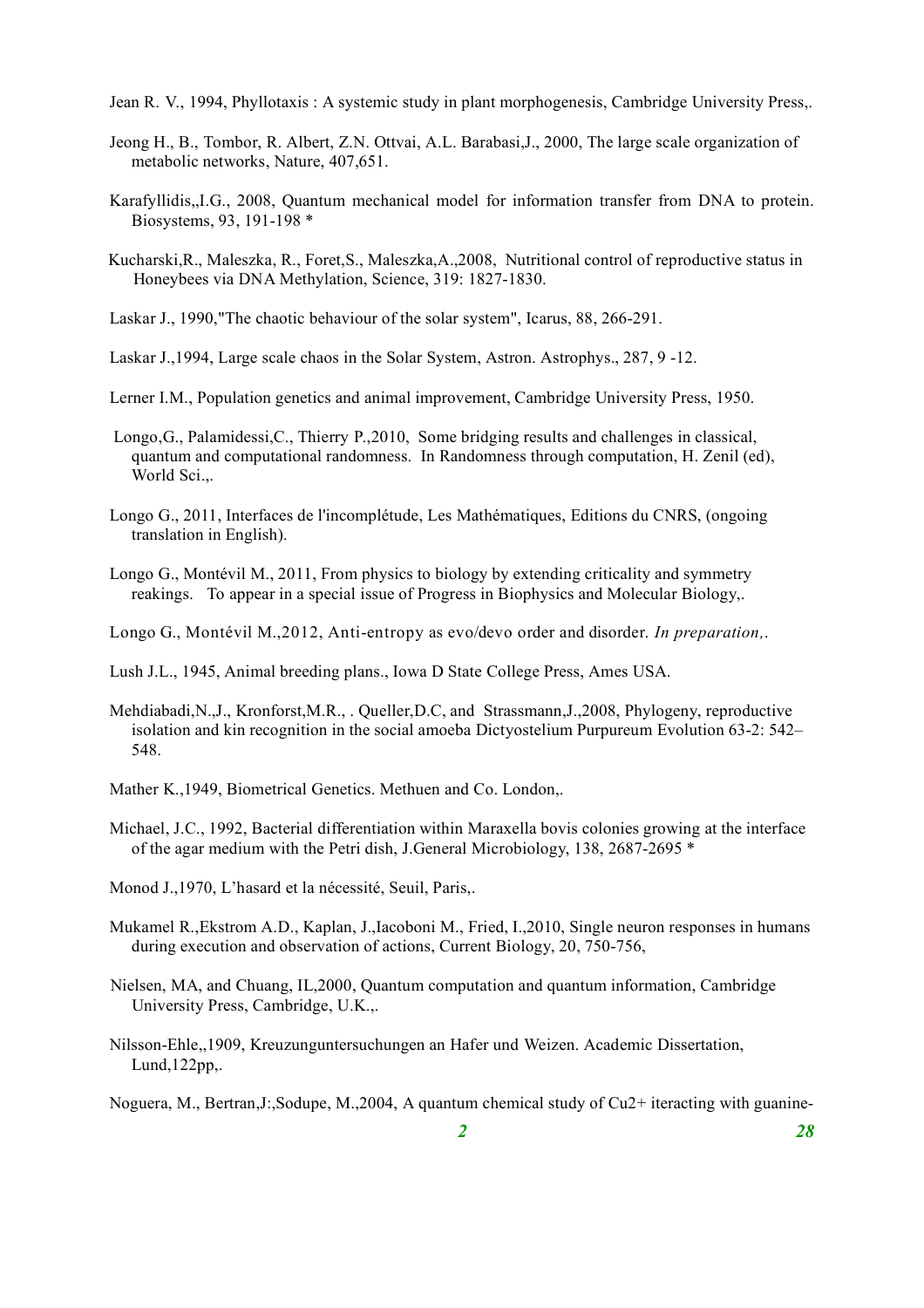Jean R. V., 1994, Phyllotaxis : A systemic study in plant morphogenesis, Cambridge University Press,.

Jeong H., B., Tombor, R. Albert, Z.N. Ottvai, A.L. Barabasi,J., 2000, The large scale organization of metabolic networks, Nature, 407,651.

Karafyllidis,,I.G., 2008, Quantum mechanical model for information transfer from DNA to protein. Biosystems, 93, 191-198 *

Kucharski,R., Maleszka, R., Foret,S., Maleszka,A.,2008, Nutritional control of reproductive status in Honeybees via DNA Methylation, Science, 319: 1827-1830.

Laskar J., 1990,"The chaotic behaviour of the solar system", Icarus, 88, 266-291.

Laskar J.,1994, Large scale chaos in the Solar System, Astron. Astrophys., 287, 9 -12.

Lerner I.M., Population genetics and animal improvement, Cambridge University Press, 1950.

Longo,G., Palamidessi,C., Thierry P.,2010, Some bridging results and challenges in classical, quantum and computational randomness. In Randomness through computation, H. Zenil (ed), World Sci.,.

Longo G., 2011, Interfaces de l'incomplétude, Les Mathématiques, Editions du CNRS, (ongoing translation in English).

Longo G., Montévil M., 2011, From physics to biology by extending criticality and symmetry reakings. To appear in a special issue of Progress in Biophysics and Molecular Biology,.

Longo G., Montévil M.,2012, Anti-entropy as evo/devo order and disorder. *In preparation,.*

Lush J.L., 1945, Animal breeding plans., Iowa D State College Press, Ames USA.

Mehdiabadi,N.,J., Kronforst,M.R., . Queller,D.C, and Strassmann,J.,2008, Phylogeny, reproductive isolation and kin recognition in the social amoeba Dictyostelium Purpureum Evolution 63-2: 542–548.

Mather K.,1949, Biometrical Genetics. Methuen and Co. London,.

Michael, J.C., 1992, Bacterial differentiation within Maraxella bovis colonies growing at the interface of the agar medium with the Petri dish, J.General Microbiology, 138, 2687-2695 *

Monod J.,1970, L'hasard et la nécessité, Seuil, Paris,.

Mukamel R.,Ekstrom A.D., Kaplan, J.,Iacoboni M., Fried, I.,2010, Single neuron responses in humans during execution and observation of actions, Current Biology, 20, 750-756,

Nielsen, MA, and Chuang, IL,2000, Quantum computation and quantum information, Cambridge University Press, Cambridge, U.K.,.

Nilsson-Ehle,,1909, Kreuzunguntersuchungen an Hafer und Weizen. Academic Dissertation, Lund,122pp,.

Noguera, M., Bertran,J:,Sodupe, M.,2004, A quantum chemical study of $Cu^{2+}$ iteracting with guanine-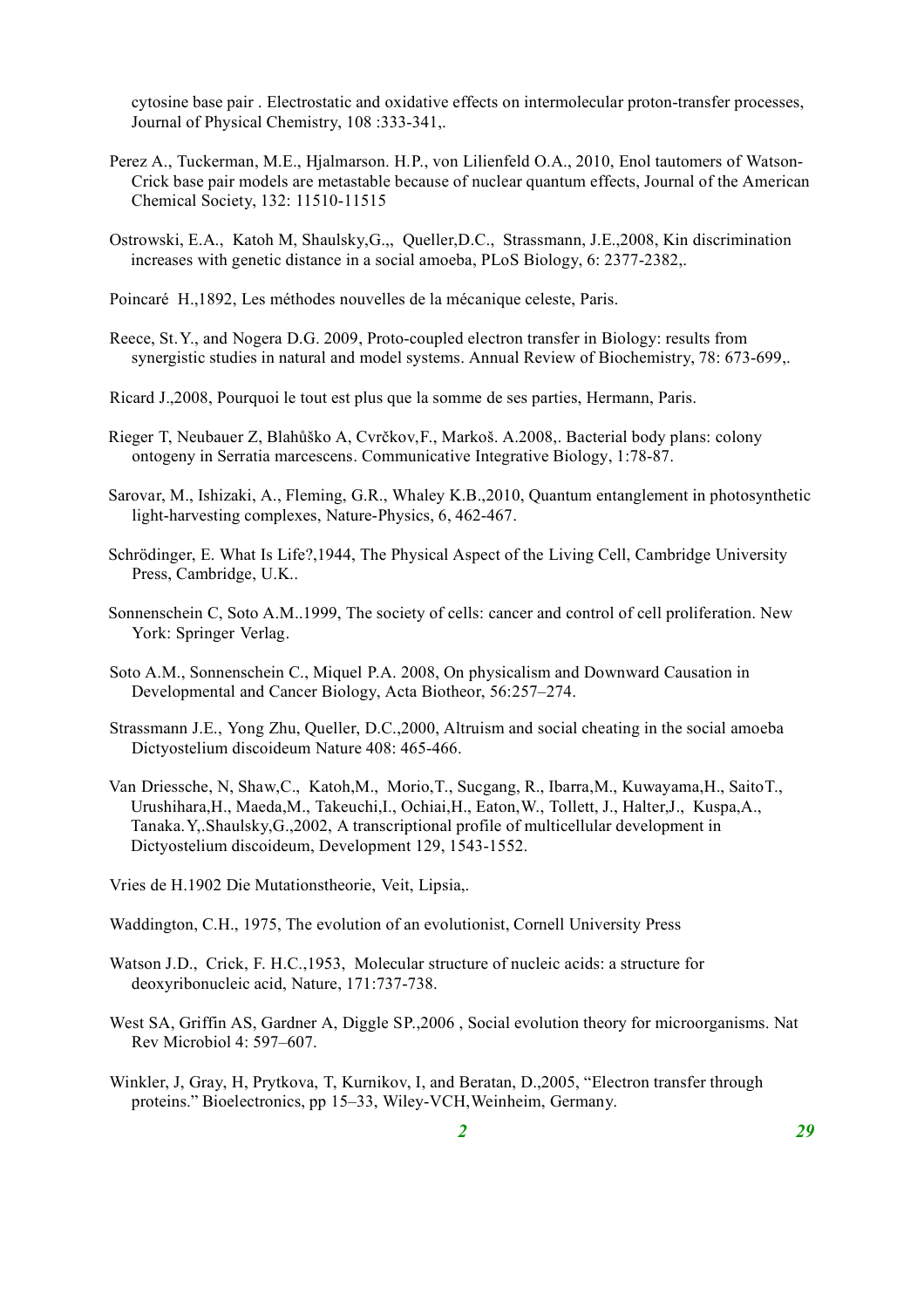cytosine base pair . Electrostatic and oxidative effects on intermolecular proton-transfer processes, Journal of Physical Chemistry, 108 :333-341,.

Perez A., Tuckerman, M.E., Hjalmarson. H.P., von Lilienfeld O.A., 2010, Enol tautomers of Watson-Crick base pair models are metastable because of nuclear quantum effects, Journal of the American Chemical Society, 132: 11510-11515

Ostrowski, E.A., Katoh M, Shaulsky,G.,, Queller,D.C., Strassmann, J.E.,2008, Kin discrimination increases with genetic distance in a social amoeba, PLoS Biology, 6: 2377-2382,.

Poincaré H.,1892, Les méthodes nouvelles de la mécanique celeste, Paris.

Reece, St.Y., and Nogera D.G. 2009, Proto-coupled electron transfer in Biology: results from synergistic studies in natural and model systems. Annual Review of Biochemistry, 78: 673-699,.

Ricard J.,2008, Pourquoi le tout est plus que la somme de ses parties, Hermann, Paris.

Rieger T, Neubauer Z, Blahůško A, Cvrčkov,F., Markoš. A.2008,. Bacterial body plans: colony ontogeny in Serratia marcescens. Communicative Integrative Biology, 1:78-87.

Sarovar, M., Ishizaki, A., Fleming, G.R., Whaley K.B.,2010, Quantum entanglement in photosynthetic light-harvesting complexes, Nature-Physics, 6, 462-467.

Schrödinger, E. What Is Life?,1944, The Physical Aspect of the Living Cell, Cambridge University Press, Cambridge, U.K..

Sonnenschein C, Soto A.M..1999, The society of cells: cancer and control of cell proliferation. New York: Springer Verlag.

Soto A.M., Sonnenschein C., Miquel P.A. 2008, On physicalism and Downward Causation in Developmental and Cancer Biology, Acta Biotheor, 56:257–274.

Strassmann J.E., Yong Zhu, Queller, D.C.,2000, Altruism and social cheating in the social amoeba Dictyostelium discoideum Nature 408: 465-466.

Van Driessche, N, Shaw,C., Katoh,M., Morio,T., Sucgang, R., Ibarra,M., Kuwayama,H., SaitoT., Urushihara,H., Maeda,M., Takeuchi,I., Ochiai,H., Eaton,W., Tollett, J., Halter,J., Kuspa,A., Tanaka.Y,.Shaulsky,G.,2002, A transcriptional profile of multicellular development in Dictyostelium discoideum, Development 129, 1543-1552.

Vries de H.1902 Die Mutationstheorie, Veit, Lipsia,.

Waddington, C.H., 1975, The evolution of an evolutionist, Cornell University Press

Watson J.D., Crick, F. H.C.,1953, Molecular structure of nucleic acids: a structure for deoxyribonucleic acid, Nature, 171:737-738.

West SA, Griffin AS, Gardner A, Diggle SP.,2006 , Social evolution theory for microorganisms. Nat Rev Microbiol 4: 597–607.

Winkler, J, Gray, H, Prytkova, T, Kurnikov, I, and Beratan, D.,2005, “Electron transfer through proteins.” Bioelectronics, pp 15–33, Wiley-VCH,Weinheim, Germany.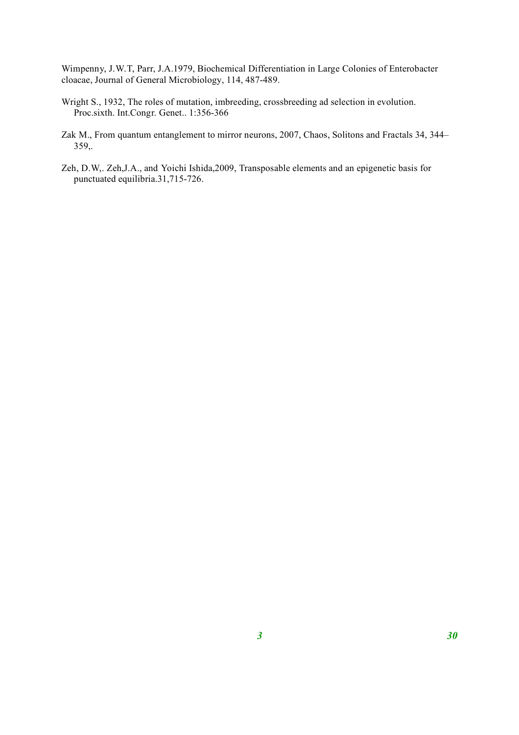Wimpenny, J.W.T, Parr, J.A.1979, Biochemical Differentiation in Large Colonies of Enterobacter cloacae, Journal of General Microbiology, 114, 487-489.

Wright S., 1932, The roles of mutation, imbreeding, crossbreeding ad selection in evolution. Proc.sixth. Int.Congr. Genet.. 1:356-366

Zak M., From quantum entanglement to mirror neurons, 2007, Chaos, Solitons and Fractals 34, 344–359,.

Zeh, D.W,. Zeh,J.A., and Yoichi Ishida,2009, Transposable elements and an epigenetic basis for punctuated equilibria.31,715-726.